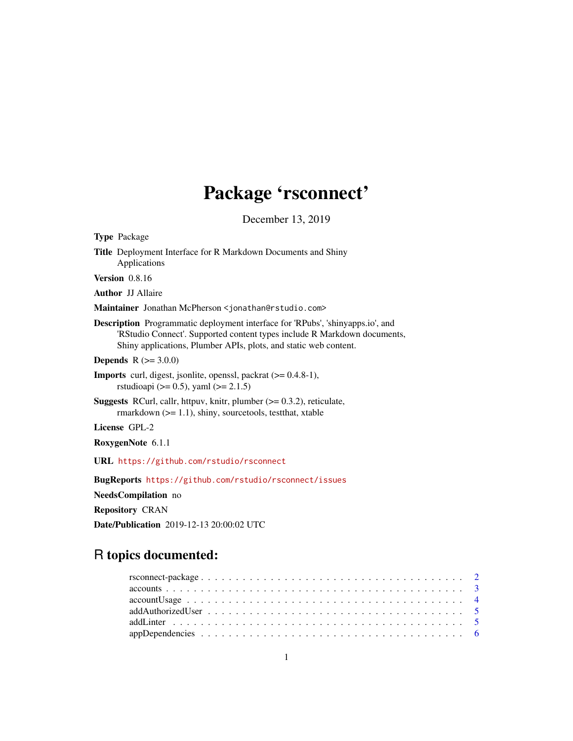# Package 'rsconnect'

December 13, 2019

**Type** Package

**Title** Deployment Interface for R Markdown Documents and Shiny Applications

**Version** 0.8.16

**Author** JJ Allaire

**Maintainer** Jonathan McPherson <jonathan@rstudio.com>

**Description** Programmatic deployment interface for 'RPubs', 'shinyapps.io', and 'RStudio Connect'. Supported content types include R Markdown documents, Shiny applications, Plumber APIs, plots, and static web content.

**Depends** R (>= 3.0.0)

**Imports** curl, digest, jsonlite, openssl, packrat (>= 0.4.8-1), rstudioapi (>= 0.5), yaml (>= 2.1.5)

**Suggests** RCurl, callr, httpuv, knitr, plumber (>= 0.3.2), reticulate, rmarkdown (>= 1.1), shiny, sourcetools, testthat, xtable

**License** GPL-2

**RoxygenNote** 6.1.1

**URL** https://github.com/rstudio/rsconnect

**BugReports** https://github.com/rstudio/rsconnect/issues

**NeedsCompilation** no

**Repository** CRAN

**Date/Publication** 2019-12-13 20:00:02 UTC

## R topics documented:

| | |
|---|---|
| rsconnect-package | 2 |
| accounts | 3 |
| accountUsage | 4 |
| addAuthorizedUser | 5 |
| addLinter | 5 |
| appDependencies | 6 |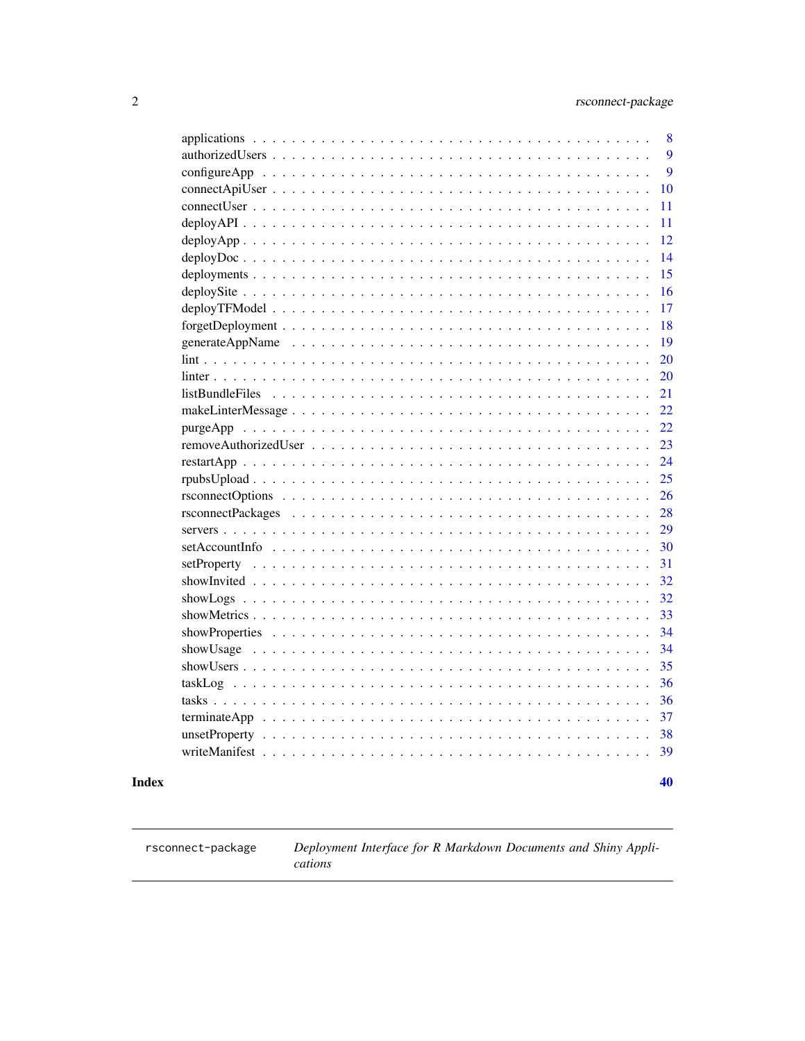| | |
|---|---|
| applications | 8 |
| authorizedUsers | 9 |
| configureApp | 9 |
| connectApiUser | 10 |
| connectUser | 11 |
| deployAPI | 11 |
| deployApp | 12 |
| deployDoc | 14 |
| deployments | 15 |
| deploySite | 16 |
| deployTFModel | 17 |
| forgetDeployment | 18 |
| generateAppName | 19 |
| lint | 20 |
| linter | 20 |
| listBundleFiles | 21 |
| makeLinterMessage | 22 |
| purgeApp | 22 |
| removeAuthorizedUser | 23 |
| restartApp | 24 |
| rpubsUpload | 25 |
| rsconnectOptions | 26 |
| rsconnectPackages | 28 |
| servers | 29 |
| setAccountInfo | 30 |
| setProperty | 31 |
| showInvited | 32 |
| showLogs | 32 |
| showMetrics | 33 |
| showProperties | 34 |
| showUsage | 34 |
| showUsers | 35 |
| taskLog | 36 |
| tasks | 36 |
| terminateApp | 37 |
| unsetProperty | 38 |
| writeManifest | 39 |

**Index** **40**

---

`rsconnect-package` *Deployment Interface for R Markdown Documents and Shiny Applications*

---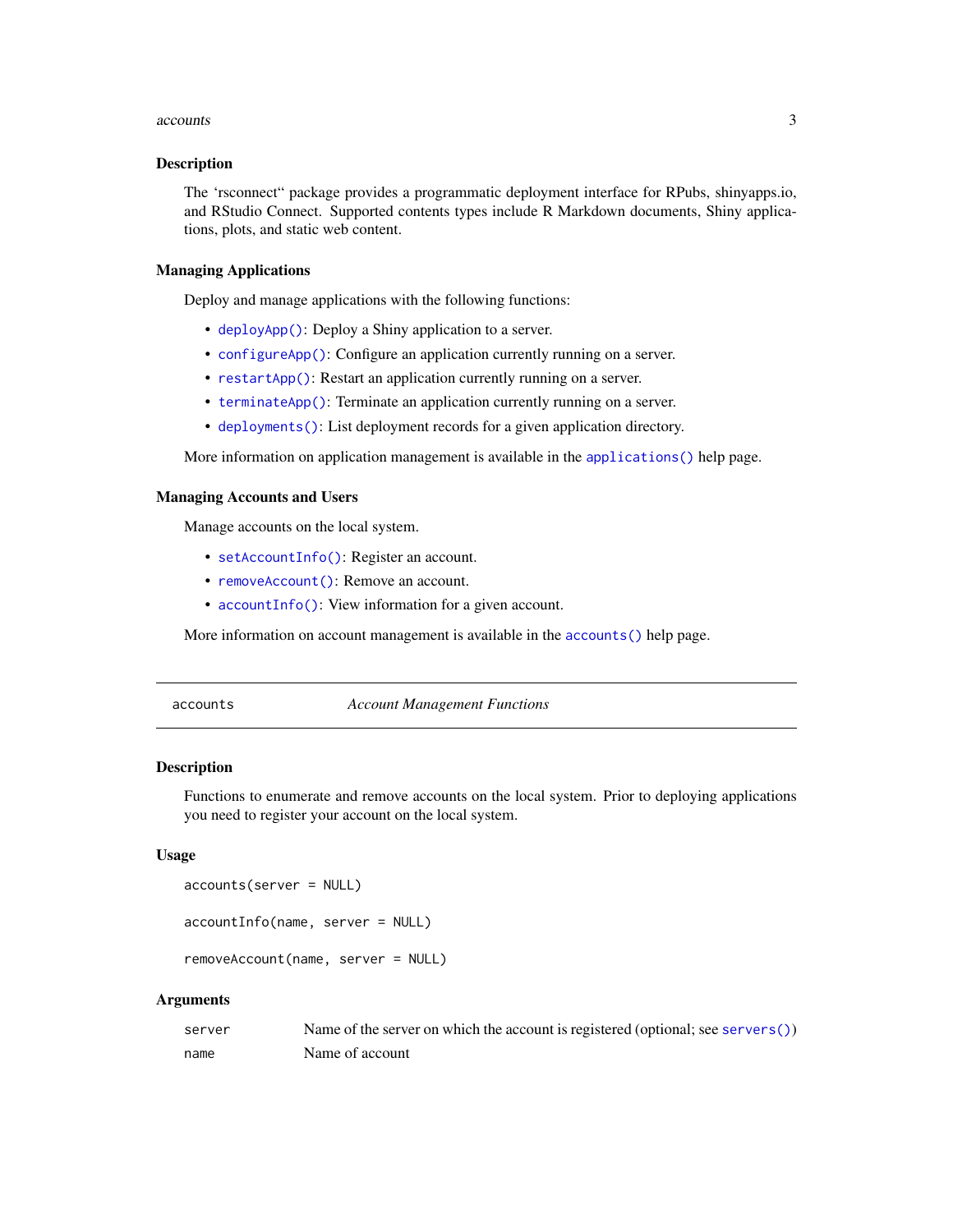### Description

The 'rsconnect" package provides a programmatic deployment interface for RPubs, shinyapps.io, and RStudio Connect. Supported contents types include R Markdown documents, Shiny applications, plots, and static web content.

### Managing Applications

Deploy and manage applications with the following functions:

- `deployApp()`: Deploy a Shiny application to a server.
- `configureApp()`: Configure an application currently running on a server.
- `restartApp()`: Restart an application currently running on a server.
- `terminateApp()`: Terminate an application currently running on a server.
- `deployments()`: List deployment records for a given application directory.

More information on application management is available in the `applications()` help page.

### Managing Accounts and Users

Manage accounts on the local system.

- `setAccountInfo()`: Register an account.
- `removeAccount()`: Remove an account.
- `accountInfo()`: View information for a given account.

More information on account management is available in the `accounts()` help page.

---

## accounts — *Account Management Functions*

---

### Description

Functions to enumerate and remove accounts on the local system. Prior to deploying applications you need to register your account on the local system.

### Usage

```
accounts(server = NULL)

accountInfo(name, server = NULL)

removeAccount(name, server = NULL)
```

### Arguments

| | |
|---|---|
| `server` | Name of the server on which the account is registered (optional; see `servers()`) |
| `name` | Name of account |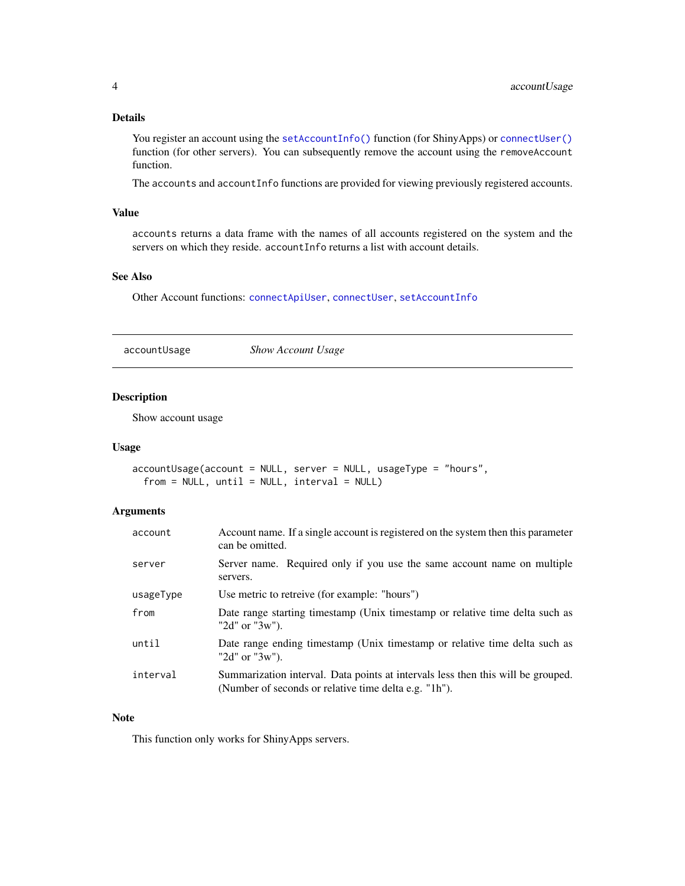### Details

You register an account using the `setAccountInfo()` function (for ShinyApps) or `connectUser()` function (for other servers). You can subsequently remove the account using the `removeAccount` function.

The `accounts` and `accountInfo` functions are provided for viewing previously registered accounts.

### Value

`accounts` returns a data frame with the names of all accounts registered on the system and the servers on which they reside. `accountInfo` returns a list with account details.

### See Also

Other Account functions: `connectApiUser`, `connectUser`, `setAccountInfo`

---

## accountUsage — *Show Account Usage*

---

### Description

Show account usage

### Usage

```
accountUsage(account = NULL, server = NULL, usageType = "hours",
  from = NULL, until = NULL, interval = NULL)
```

### Arguments

| | |
|---|---|
| `account` | Account name. If a single account is registered on the system then this parameter can be omitted. |
| `server` | Server name. Required only if you use the same account name on multiple servers. |
| `usageType` | Use metric to retreive (for example: "hours") |
| `from` | Date range starting timestamp (Unix timestamp or relative time delta such as "2d" or "3w"). |
| `until` | Date range ending timestamp (Unix timestamp or relative time delta such as "2d" or "3w"). |
| `interval` | Summarization interval. Data points at intervals less then this will be grouped. (Number of seconds or relative time delta e.g. "1h"). |

### Note

This function only works for ShinyApps servers.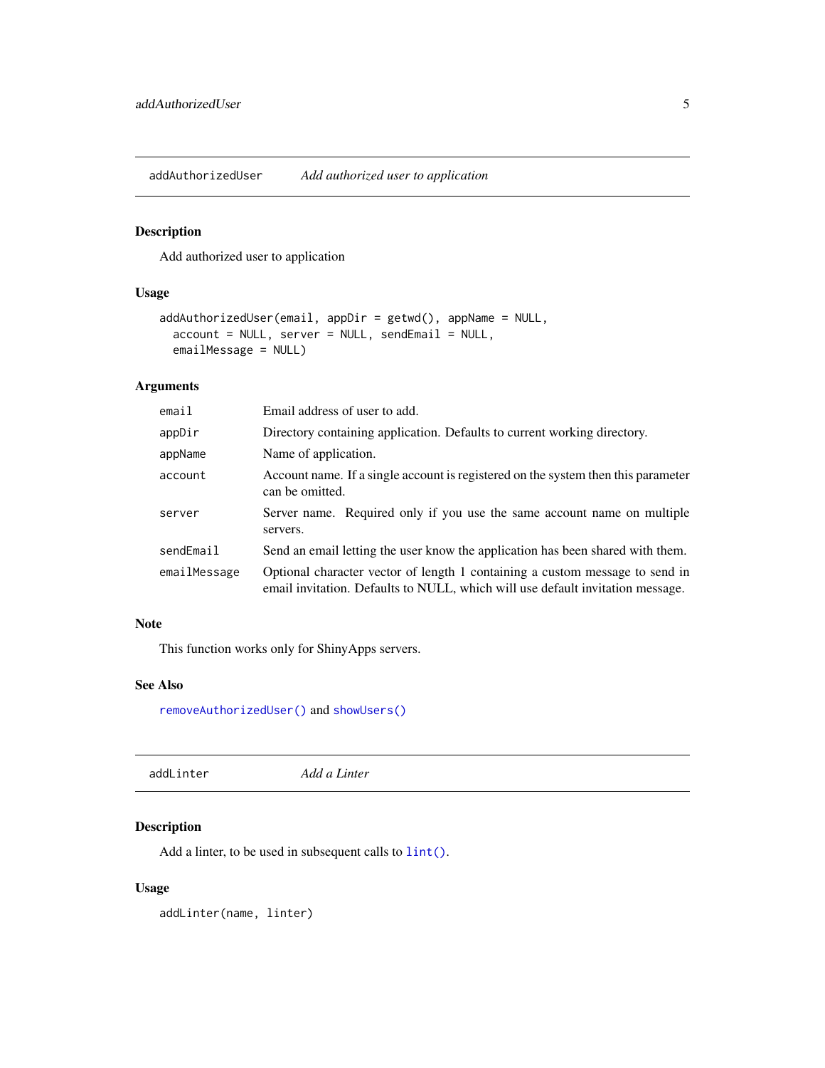## addAuthorizedUser *Add authorized user to application*

### Description

Add authorized user to application

### Usage

```
addAuthorizedUser(email, appDir = getwd(), appName = NULL,
  account = NULL, server = NULL, sendEmail = NULL,
  emailMessage = NULL)
```

### Arguments

| | |
|---|---|
| email | Email address of user to add. |
| appDir | Directory containing application. Defaults to current working directory. |
| appName | Name of application. |
| account | Account name. If a single account is registered on the system then this parameter can be omitted. |
| server | Server name. Required only if you use the same account name on multiple servers. |
| sendEmail | Send an email letting the user know the application has been shared with them. |
| emailMessage | Optional character vector of length 1 containing a custom message to send in email invitation. Defaults to NULL, which will use default invitation message. |

### Note

This function works only for ShinyApps servers.

### See Also

`removeAuthorizedUser()` and `showUsers()`

## addLinter *Add a Linter*

### Description

Add a linter, to be used in subsequent calls to `lint()`.

### Usage

```
addLinter(name, linter)
```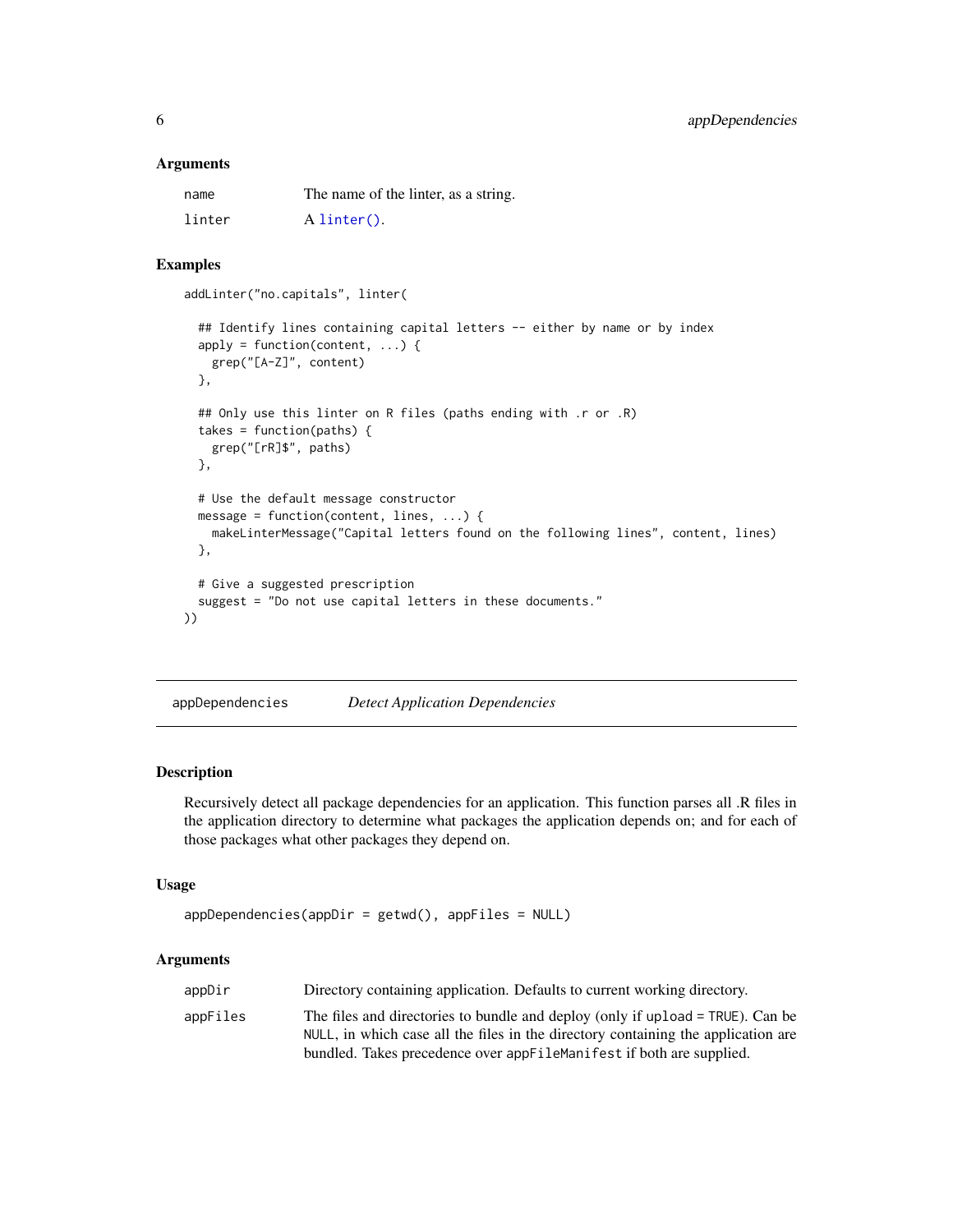### Arguments

| | |
|---|---|
| `name` | The name of the linter, as a string. |
| `linter` | A `linter()`. |

### Examples

```
addLinter("no.capitals", linter(

  ## Identify lines containing capital letters -- either by name or by index
  apply = function(content, ...) {
    grep("[A-Z]", content)
  },

  ## Only use this linter on R files (paths ending with .r or .R)
  takes = function(paths) {
    grep("[rR]$", paths)
  },

  # Use the default message constructor
  message = function(content, lines, ...) {
    makeLinterMessage("Capital letters found on the following lines", content, lines)
  },

  # Give a suggested prescription
  suggest = "Do not use capital letters in these documents."
))
```

---

## appDependencies — *Detect Application Dependencies*

### Description

Recursively detect all package dependencies for an application. This function parses all .R files in the application directory to determine what packages the application depends on; and for each of those packages what other packages they depend on.

### Usage

```
appDependencies(appDir = getwd(), appFiles = NULL)
```

### Arguments

| | |
|---|---|
| `appDir` | Directory containing application. Defaults to current working directory. |
| `appFiles` | The files and directories to bundle and deploy (only if `upload = TRUE`). Can be `NULL`, in which case all the files in the directory containing the application are bundled. Takes precedence over `appFileManifest` if both are supplied. |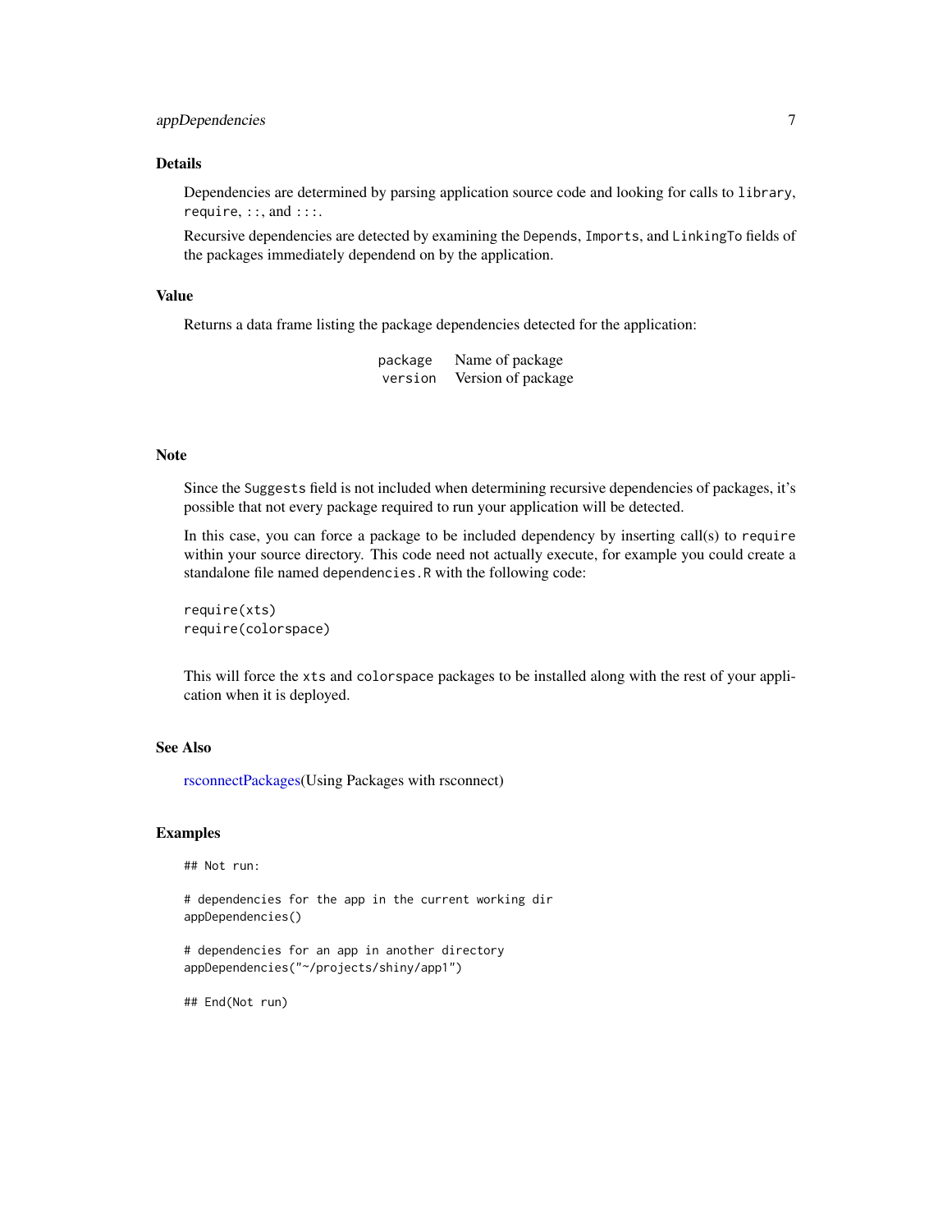### Details

Dependencies are determined by parsing application source code and looking for calls to `library`, `require`, `::`, and `:::`.

Recursive dependencies are detected by examining the `Depends`, `Imports`, and `LinkingTo` fields of the packages immediately dependend on by the application.

### Value

Returns a data frame listing the package dependencies detected for the application:

| | |
|---|---|
| `package` | Name of package |
| `version` | Version of package |

### Note

Since the `Suggests` field is not included when determining recursive dependencies of packages, it's possible that not every package required to run your application will be detected.

In this case, you can force a package to be included dependency by inserting call(s) to `require` within your source directory. This code need not actually execute, for example you could create a standalone file named `dependencies.R` with the following code:

```
require(xts)
require(colorspace)
```

This will force the `xts` and `colorspace` packages to be installed along with the rest of your application when it is deployed.

### See Also

rsconnectPackages(Using Packages with rsconnect)

### Examples

```
## Not run:

# dependencies for the app in the current working dir
appDependencies()

# dependencies for an app in another directory
appDependencies("~/projects/shiny/app1")

## End(Not run)
```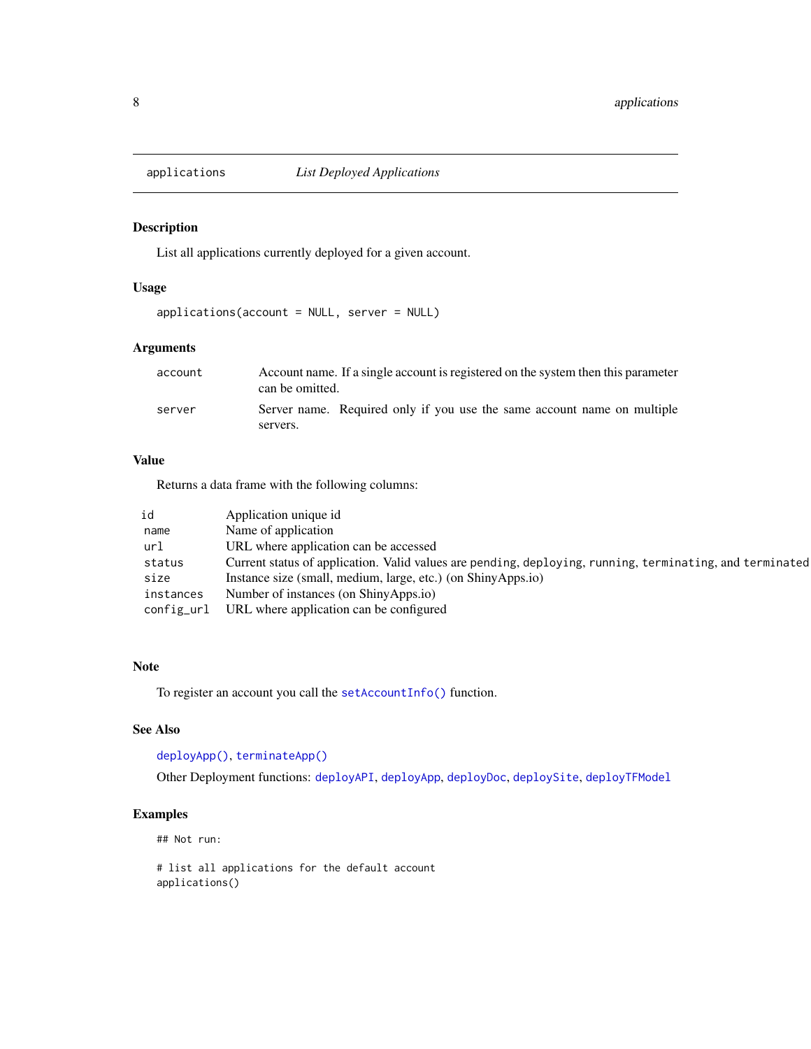## applications — *List Deployed Applications*

### Description

List all applications currently deployed for a given account.

### Usage

```
applications(account = NULL, server = NULL)
```

### Arguments

| | |
|---|---|
| `account` | Account name. If a single account is registered on the system then this parameter can be omitted. |
| `server` | Server name. Required only if you use the same account name on multiple servers. |

### Value

Returns a data frame with the following columns:

| | |
|---|---|
| `id` | Application unique id |
| `name` | Name of application |
| `url` | URL where application can be accessed |
| `status` | Current status of application. Valid values are `pending`, `deploying`, `running`, `terminating`, and `terminated` |
| `size` | Instance size (small, medium, large, etc.) (on ShinyApps.io) |
| `instances` | Number of instances (on ShinyApps.io) |
| `config_url` | URL where application can be configured |

### Note

To register an account you call the `setAccountInfo()` function.

### See Also

`deployApp()`, `terminateApp()`

Other Deployment functions: `deployAPI`, `deployApp`, `deployDoc`, `deploySite`, `deployTFModel`

### Examples

```
## Not run:

# list all applications for the default account
applications()
```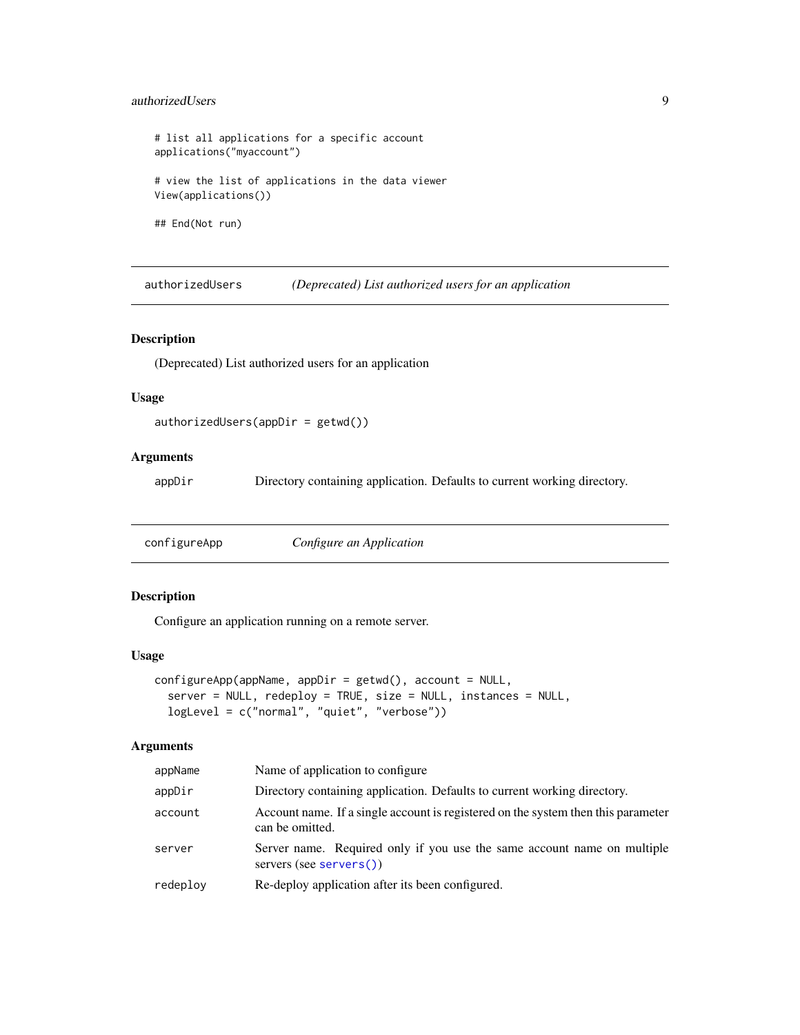```
# list all applications for a specific account
applications("myaccount")

# view the list of applications in the data viewer
View(applications())

## End(Not run)
```

## authorizedUsers — *(Deprecated) List authorized users for an application*

### Description

(Deprecated) List authorized users for an application

### Usage

```
authorizedUsers(appDir = getwd())
```

### Arguments

| | |
|---|---|
| appDir | Directory containing application. Defaults to current working directory. |

## configureApp — *Configure an Application*

### Description

Configure an application running on a remote server.

### Usage

```
configureApp(appName, appDir = getwd(), account = NULL,
  server = NULL, redeploy = TRUE, size = NULL, instances = NULL,
  logLevel = c("normal", "quiet", "verbose"))
```

### Arguments

| | |
|---|---|
| appName | Name of application to configure |
| appDir | Directory containing application. Defaults to current working directory. |
| account | Account name. If a single account is registered on the system then this parameter can be omitted. |
| server | Server name. Required only if you use the same account name on multiple servers (see servers()) |
| redeploy | Re-deploy application after its been configured. |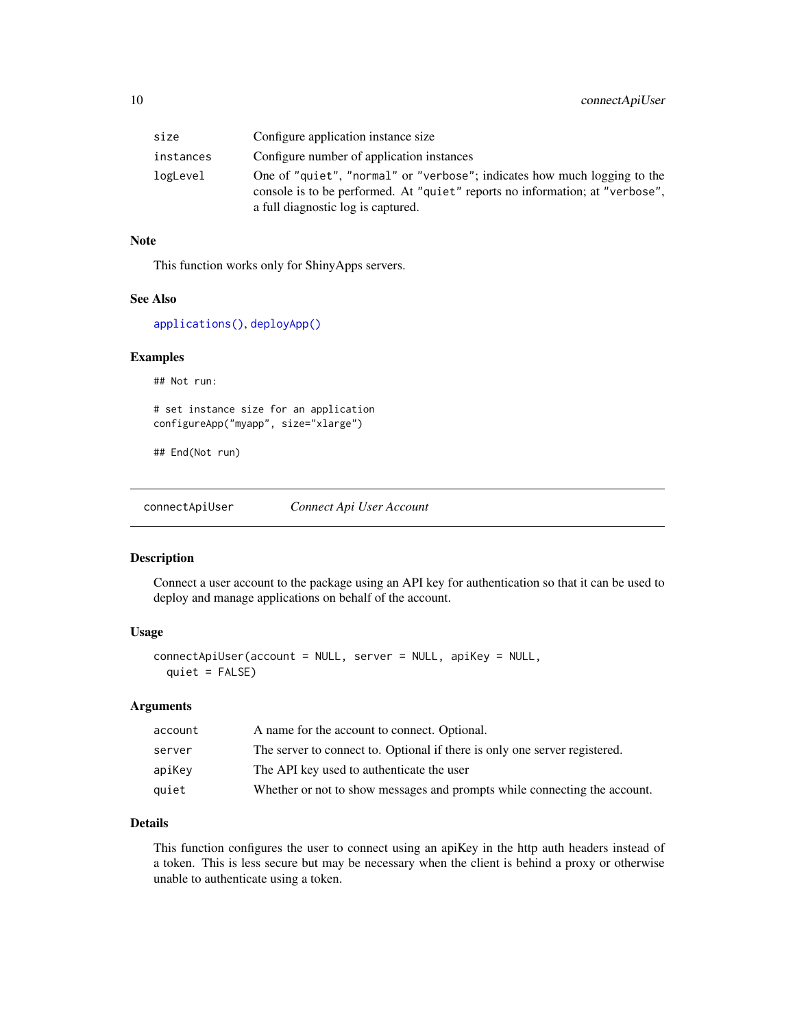| | |
|---|---|
| `size` | Configure application instance size |
| `instances` | Configure number of application instances |
| `logLevel` | One of "quiet", "normal" or "verbose"; indicates how much logging to the console is to be performed. At "quiet" reports no information; at "verbose", a full diagnostic log is captured. |

### Note

This function works only for ShinyApps servers.

### See Also

applications(), deployApp()

### Examples

```
## Not run:

# set instance size for an application
configureApp("myapp", size="xlarge")

## End(Not run)
```

---

## connectApiUser — *Connect Api User Account*

### Description

Connect a user account to the package using an API key for authentication so that it can be used to deploy and manage applications on behalf of the account.

### Usage

```
connectApiUser(account = NULL, server = NULL, apiKey = NULL,
  quiet = FALSE)
```

### Arguments

| | |
|---|---|
| `account` | A name for the account to connect. Optional. |
| `server` | The server to connect to. Optional if there is only one server registered. |
| `apiKey` | The API key used to authenticate the user |
| `quiet` | Whether or not to show messages and prompts while connecting the account. |

### Details

This function configures the user to connect using an apiKey in the http auth headers instead of a token. This is less secure but may be necessary when the client is behind a proxy or otherwise unable to authenticate using a token.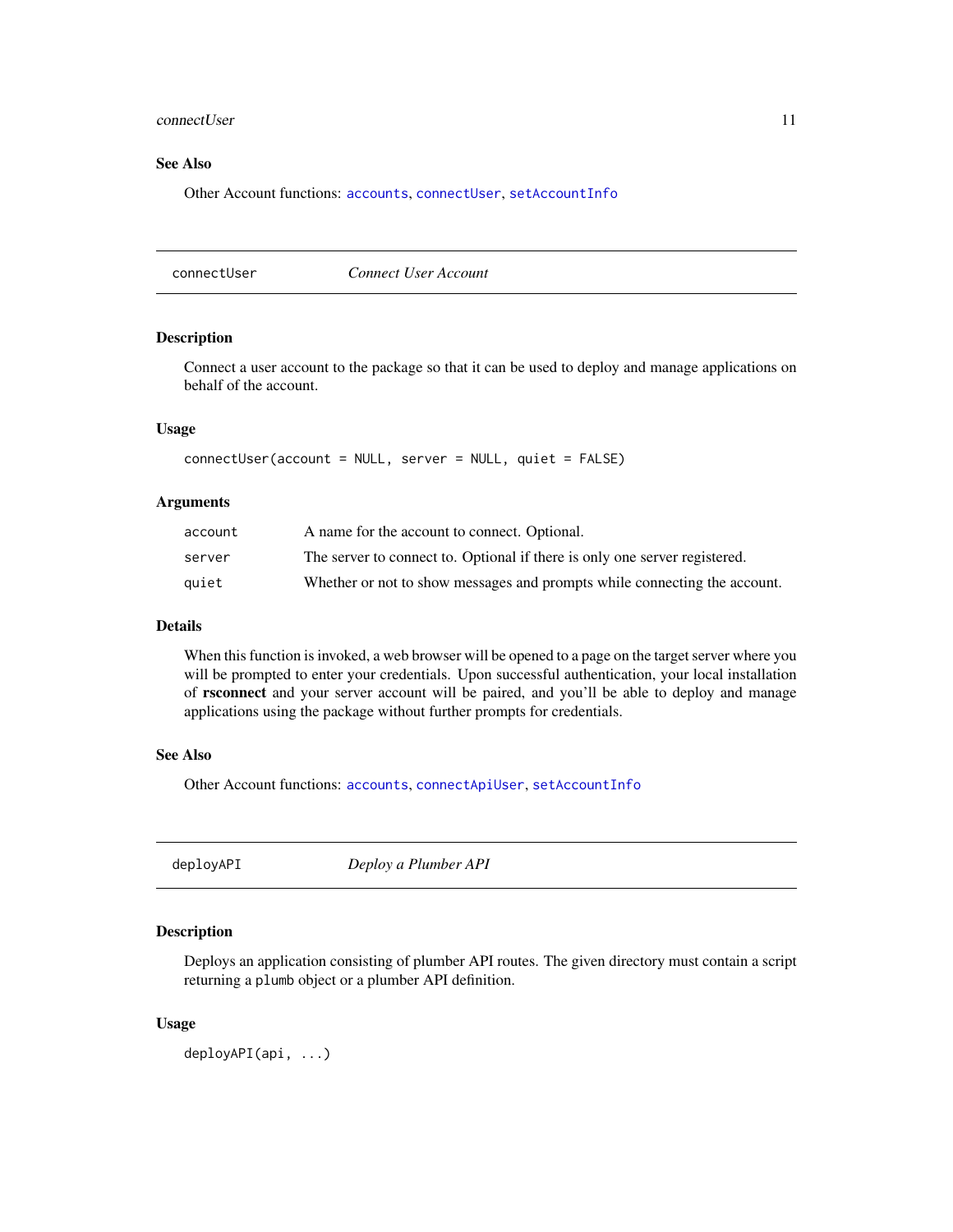### See Also

Other Account functions: `accounts`, `connectUser`, `setAccountInfo`

---

## connectUser — *Connect User Account*

### Description

Connect a user account to the package so that it can be used to deploy and manage applications on behalf of the account.

### Usage

```
connectUser(account = NULL, server = NULL, quiet = FALSE)
```

### Arguments

| | |
|---|---|
| `account` | A name for the account to connect. Optional. |
| `server` | The server to connect to. Optional if there is only one server registered. |
| `quiet` | Whether or not to show messages and prompts while connecting the account. |

### Details

When this function is invoked, a web browser will be opened to a page on the target server where you will be prompted to enter your credentials. Upon successful authentication, your local installation of **rsconnect** and your server account will be paired, and you'll be able to deploy and manage applications using the package without further prompts for credentials.

### See Also

Other Account functions: `accounts`, `connectApiUser`, `setAccountInfo`

---

## deployAPI — *Deploy a Plumber API*

### Description

Deploys an application consisting of plumber API routes. The given directory must contain a script returning a `plumb` object or a plumber API definition.

### Usage

```
deployAPI(api, ...)
```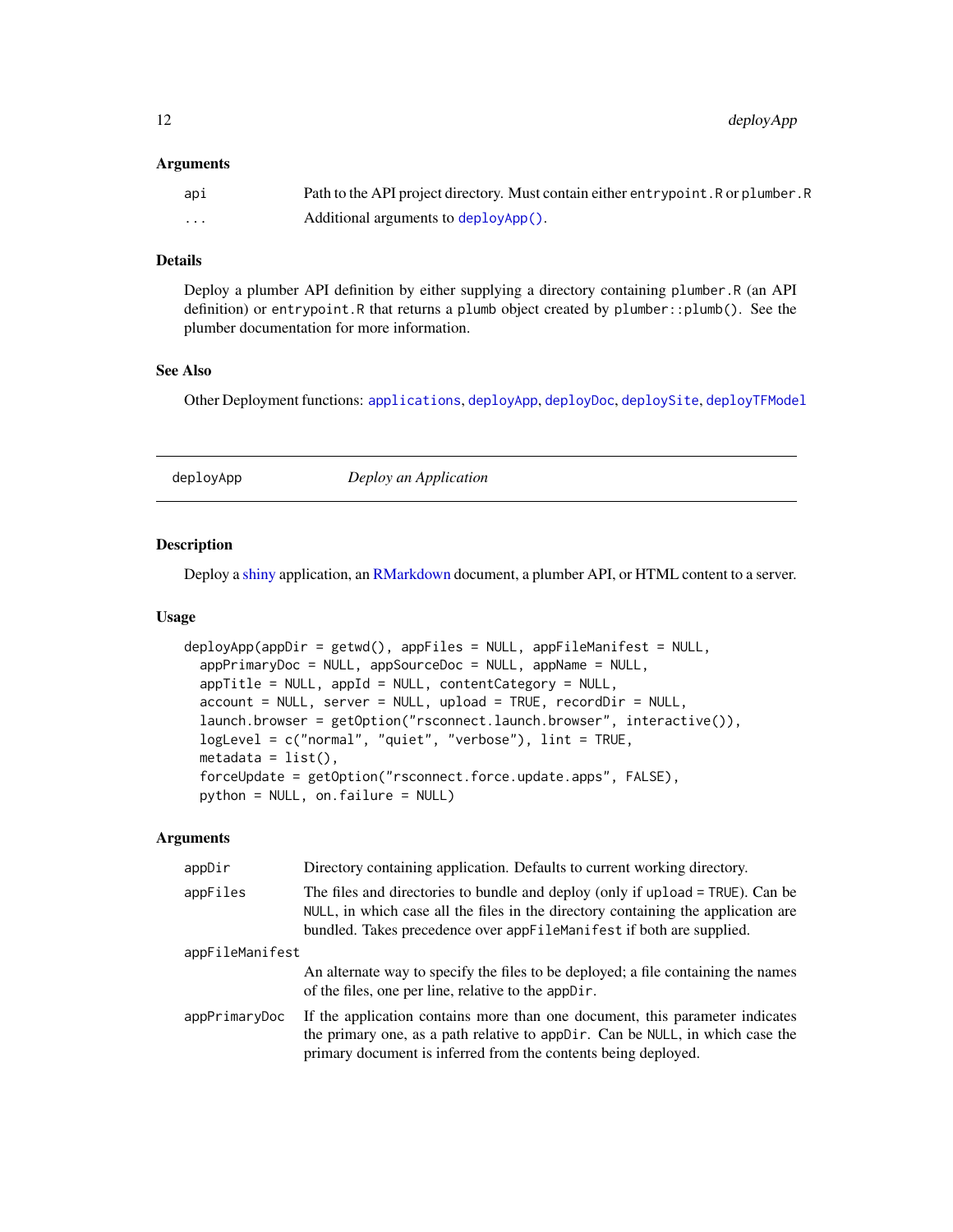### Arguments

| | |
|---|---|
| `api` | Path to the API project directory. Must contain either `entrypoint.R` or `plumber.R` |
| `...` | Additional arguments to `deployApp()`. |

### Details

Deploy a plumber API definition by either supplying a directory containing `plumber.R` (an API definition) or `entrypoint.R` that returns a `plumb` object created by `plumber::plumb()`. See the plumber documentation for more information.

### See Also

Other Deployment functions: `applications`, `deployApp`, `deployDoc`, `deploySite`, `deployTFModel`

---

## deployApp — *Deploy an Application*

### Description

Deploy a shiny application, an RMarkdown document, a plumber API, or HTML content to a server.

### Usage

```
deployApp(appDir = getwd(), appFiles = NULL, appFileManifest = NULL,
  appPrimaryDoc = NULL, appSourceDoc = NULL, appName = NULL,
  appTitle = NULL, appId = NULL, contentCategory = NULL,
  account = NULL, server = NULL, upload = TRUE, recordDir = NULL,
  launch.browser = getOption("rsconnect.launch.browser", interactive()),
  logLevel = c("normal", "quiet", "verbose"), lint = TRUE,
  metadata = list(),
  forceUpdate = getOption("rsconnect.force.update.apps", FALSE),
  python = NULL, on.failure = NULL)
```

### Arguments

| | |
|---|---|
| `appDir` | Directory containing application. Defaults to current working directory. |
| `appFiles` | The files and directories to bundle and deploy (only if `upload = TRUE`). Can be `NULL`, in which case all the files in the directory containing the application are bundled. Takes precedence over `appFileManifest` if both are supplied. |
| `appFileManifest` | An alternate way to specify the files to be deployed; a file containing the names of the files, one per line, relative to the `appDir`. |
| `appPrimaryDoc` | If the application contains more than one document, this parameter indicates the primary one, as a path relative to `appDir`. Can be `NULL`, in which case the primary document is inferred from the contents being deployed. |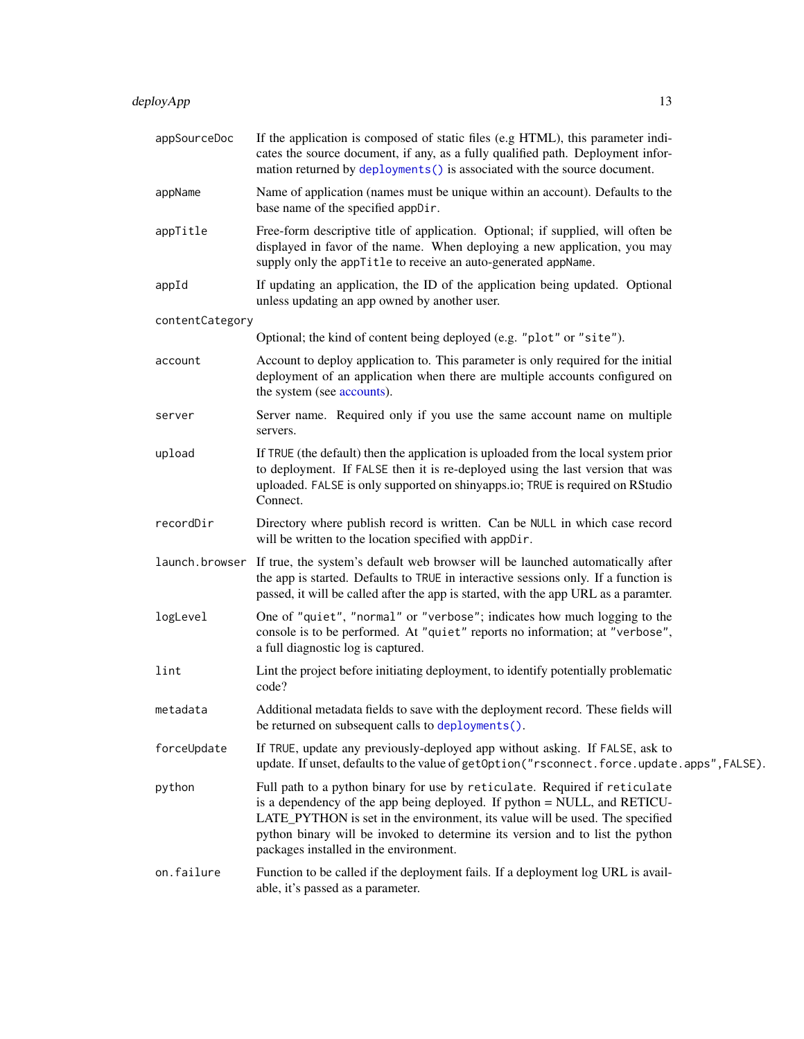| Argument | Description |
| --- | --- |
| `appSourceDoc` | If the application is composed of static files (e.g HTML), this parameter indicates the source document, if any, as a fully qualified path. Deployment information returned by `deployments()` is associated with the source document. |
| `appName` | Name of application (names must be unique within an account). Defaults to the base name of the specified `appDir`. |
| `appTitle` | Free-form descriptive title of application. Optional; if supplied, will often be displayed in favor of the name. When deploying a new application, you may supply only the `appTitle` to receive an auto-generated `appName`. |
| `appId` | If updating an application, the ID of the application being updated. Optional unless updating an app owned by another user. |
| `contentCategory` | Optional; the kind of content being deployed (e.g. `"plot"` or `"site"`). |
| `account` | Account to deploy application to. This parameter is only required for the initial deployment of an application when there are multiple accounts configured on the system (see accounts). |
| `server` | Server name. Required only if you use the same account name on multiple servers. |
| `upload` | If `TRUE` (the default) then the application is uploaded from the local system prior to deployment. If `FALSE` then it is re-deployed using the last version that was uploaded. `FALSE` is only supported on shinyapps.io; `TRUE` is required on RStudio Connect. |
| `recordDir` | Directory where publish record is written. Can be `NULL` in which case record will be written to the location specified with `appDir`. |
| `launch.browser` | If true, the system's default web browser will be launched automatically after the app is started. Defaults to `TRUE` in interactive sessions only. If a function is passed, it will be called after the app is started, with the app URL as a paramter. |
| `logLevel` | One of `"quiet"`, `"normal"` or `"verbose"`; indicates how much logging to the console is to be performed. At `"quiet"` reports no information; at `"verbose"`, a full diagnostic log is captured. |
| `lint` | Lint the project before initiating deployment, to identify potentially problematic code? |
| `metadata` | Additional metadata fields to save with the deployment record. These fields will be returned on subsequent calls to `deployments()`. |
| `forceUpdate` | If `TRUE`, update any previously-deployed app without asking. If `FALSE`, ask to update. If unset, defaults to the value of `getOption("rsconnect.force.update.apps",FALSE)`. |
| `python` | Full path to a python binary for use by `reticulate`. Required if `reticulate` is a dependency of the app being deployed. If python = NULL, and RETICULATE_PYTHON is set in the environment, its value will be used. The specified python binary will be invoked to determine its version and to list the python packages installed in the environment. |
| `on.failure` | Function to be called if the deployment fails. If a deployment log URL is available, it's passed as a parameter. |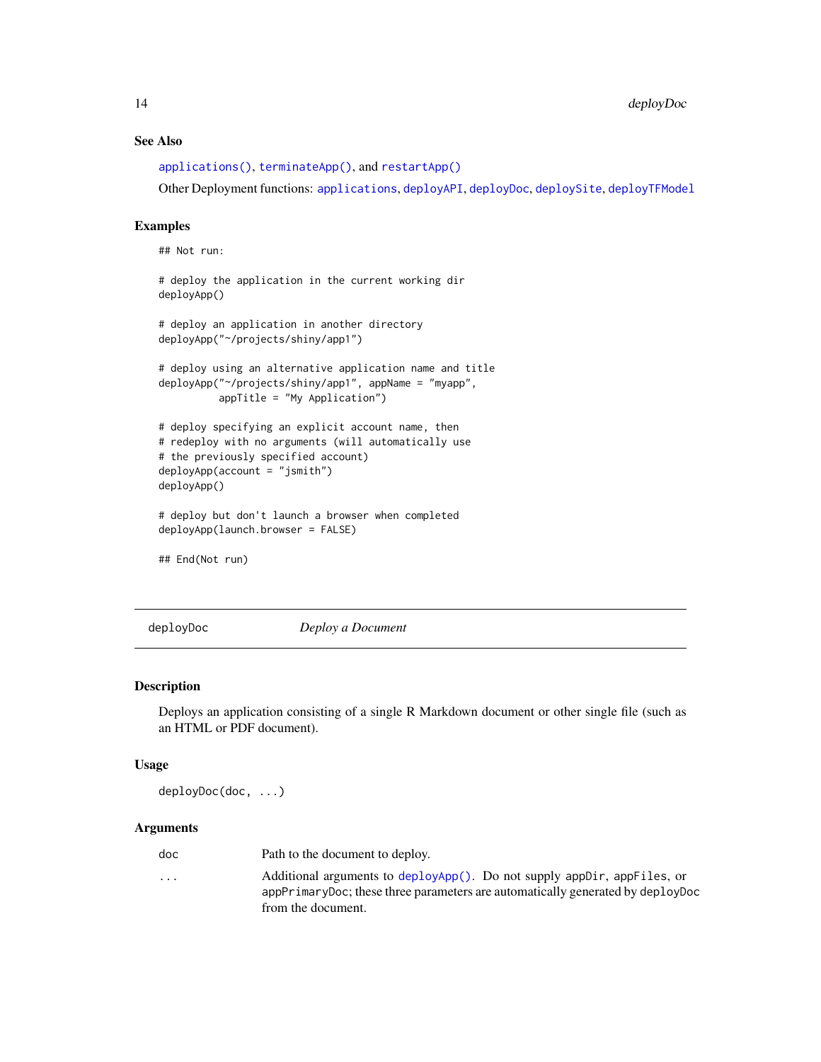## See Also

applications(), terminateApp(), and restartApp()

Other Deployment functions: applications, deployAPI, deployDoc, deploySite, deployTFModel

## Examples

```
## Not run:

# deploy the application in the current working dir
deployApp()

# deploy an application in another directory
deployApp("~/projects/shiny/app1")

# deploy using an alternative application name and title
deployApp("~/projects/shiny/app1", appName = "myapp",
          appTitle = "My Application")

# deploy specifying an explicit account name, then
# redeploy with no arguments (will automatically use
# the previously specified account)
deployApp(account = "jsmith")
deployApp()

# deploy but don't launch a browser when completed
deployApp(launch.browser = FALSE)

## End(Not run)
```

---

# deployDoc &nbsp;&nbsp;&nbsp;&nbsp; *Deploy a Document*

## Description

Deploys an application consisting of a single R Markdown document or other single file (such as an HTML or PDF document).

## Usage

```
deployDoc(doc, ...)
```

## Arguments

| | |
|---|---|
| doc | Path to the document to deploy. |
| ... | Additional arguments to deployApp(). Do not supply appDir, appFiles, or appPrimaryDoc; these three parameters are automatically generated by deployDoc from the document. |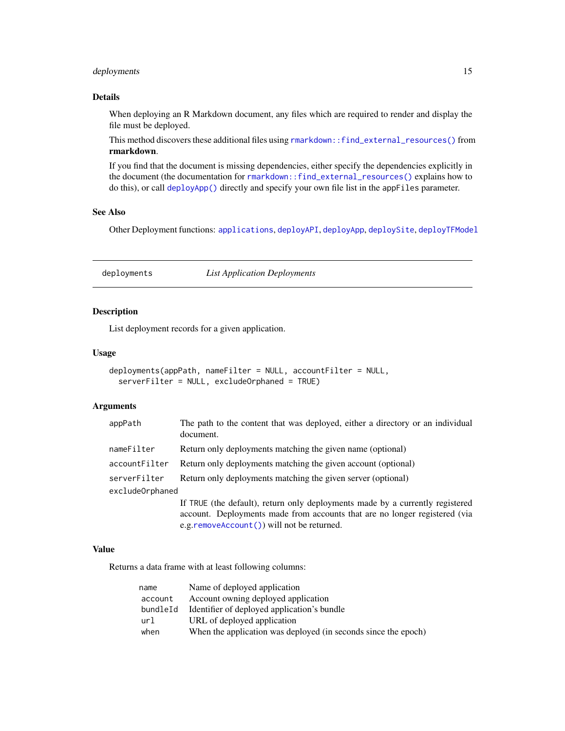## Details

When deploying an R Markdown document, any files which are required to render and display the file must be deployed.

This method discovers these additional files using `rmarkdown::find_external_resources()` from **rmarkdown**.

If you find that the document is missing dependencies, either specify the dependencies explicitly in the document (the documentation for `rmarkdown::find_external_resources()` explains how to do this), or call `deployApp()` directly and specify your own file list in the `appFiles` parameter.

## See Also

Other Deployment functions: `applications`, `deployAPI`, `deployApp`, `deploySite`, `deployTFModel`

---

# deployments *List Application Deployments*

---

## Description

List deployment records for a given application.

## Usage

```
deployments(appPath, nameFilter = NULL, accountFilter = NULL,
  serverFilter = NULL, excludeOrphaned = TRUE)
```

## Arguments

| | |
|---|---|
| `appPath` | The path to the content that was deployed, either a directory or an individual document. |
| `nameFilter` | Return only deployments matching the given name (optional) |
| `accountFilter` | Return only deployments matching the given account (optional) |
| `serverFilter` | Return only deployments matching the given server (optional) |
| `excludeOrphaned` | If `TRUE` (the default), return only deployments made by a currently registered account. Deployments made from accounts that are no longer registered (via e.g.`removeAccount()`) will not be returned. |

## Value

Returns a data frame with at least following columns:

| | |
|---|---|
| `name` | Name of deployed application |
| `account` | Account owning deployed application |
| `bundleId` | Identifier of deployed application's bundle |
| `url` | URL of deployed application |
| `when` | When the application was deployed (in seconds since the epoch) |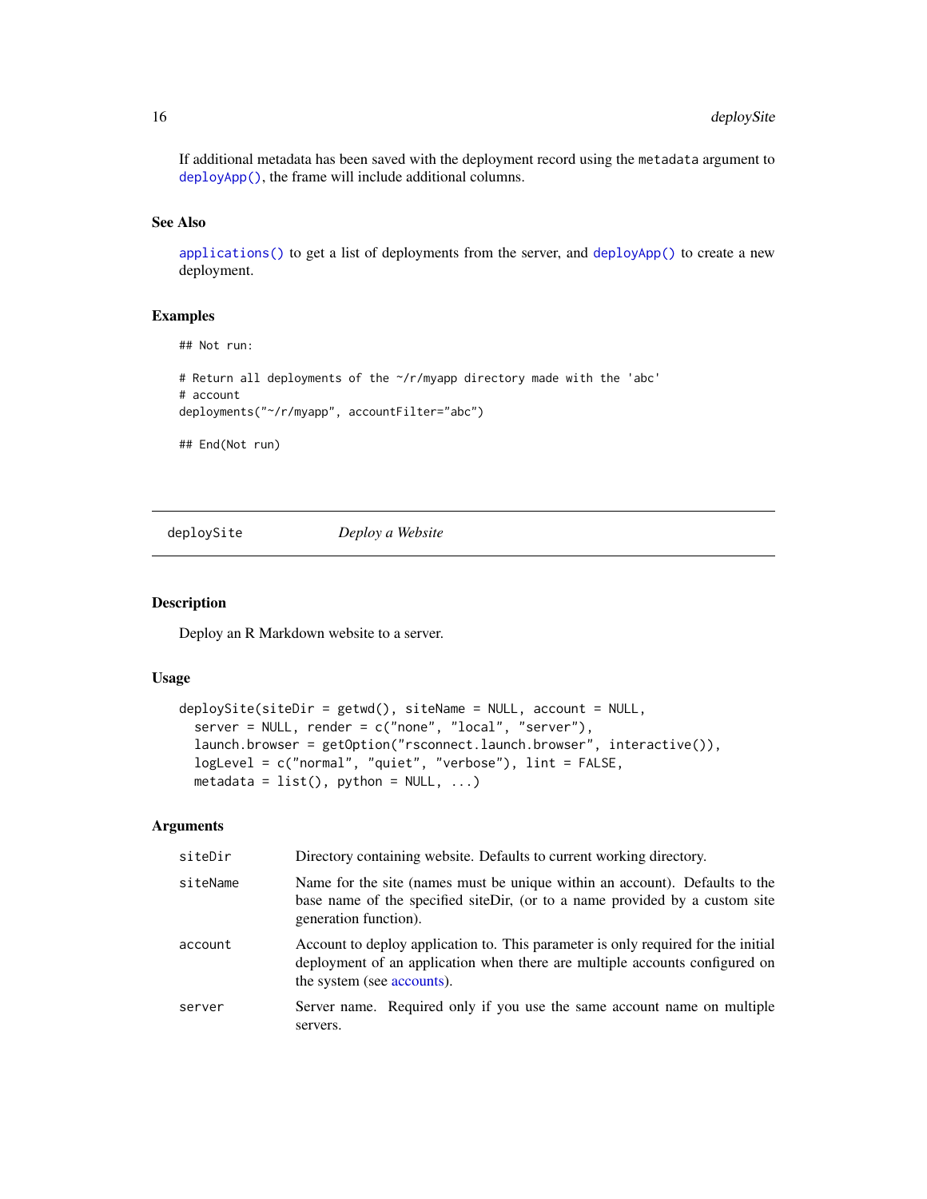If additional metadata has been saved with the deployment record using the `metadata` argument to `deployApp()`, the frame will include additional columns.

### See Also

`applications()` to get a list of deployments from the server, and `deployApp()` to create a new deployment.

### Examples

```
## Not run:

# Return all deployments of the ~/r/myapp directory made with the 'abc'
# account
deployments("~/r/myapp", accountFilter="abc")

## End(Not run)
```

---

## deploySite — *Deploy a Website*

---

### Description

Deploy an R Markdown website to a server.

### Usage

```
deploySite(siteDir = getwd(), siteName = NULL, account = NULL,
  server = NULL, render = c("none", "local", "server"),
  launch.browser = getOption("rsconnect.launch.browser", interactive()),
  logLevel = c("normal", "quiet", "verbose"), lint = FALSE,
  metadata = list(), python = NULL, ...)
```

### Arguments

| | |
|---|---|
| `siteDir` | Directory containing website. Defaults to current working directory. |
| `siteName` | Name for the site (names must be unique within an account). Defaults to the base name of the specified siteDir, (or to a name provided by a custom site generation function). |
| `account` | Account to deploy application to. This parameter is only required for the initial deployment of an application when there are multiple accounts configured on the system (see accounts). |
| `server` | Server name. Required only if you use the same account name on multiple servers. |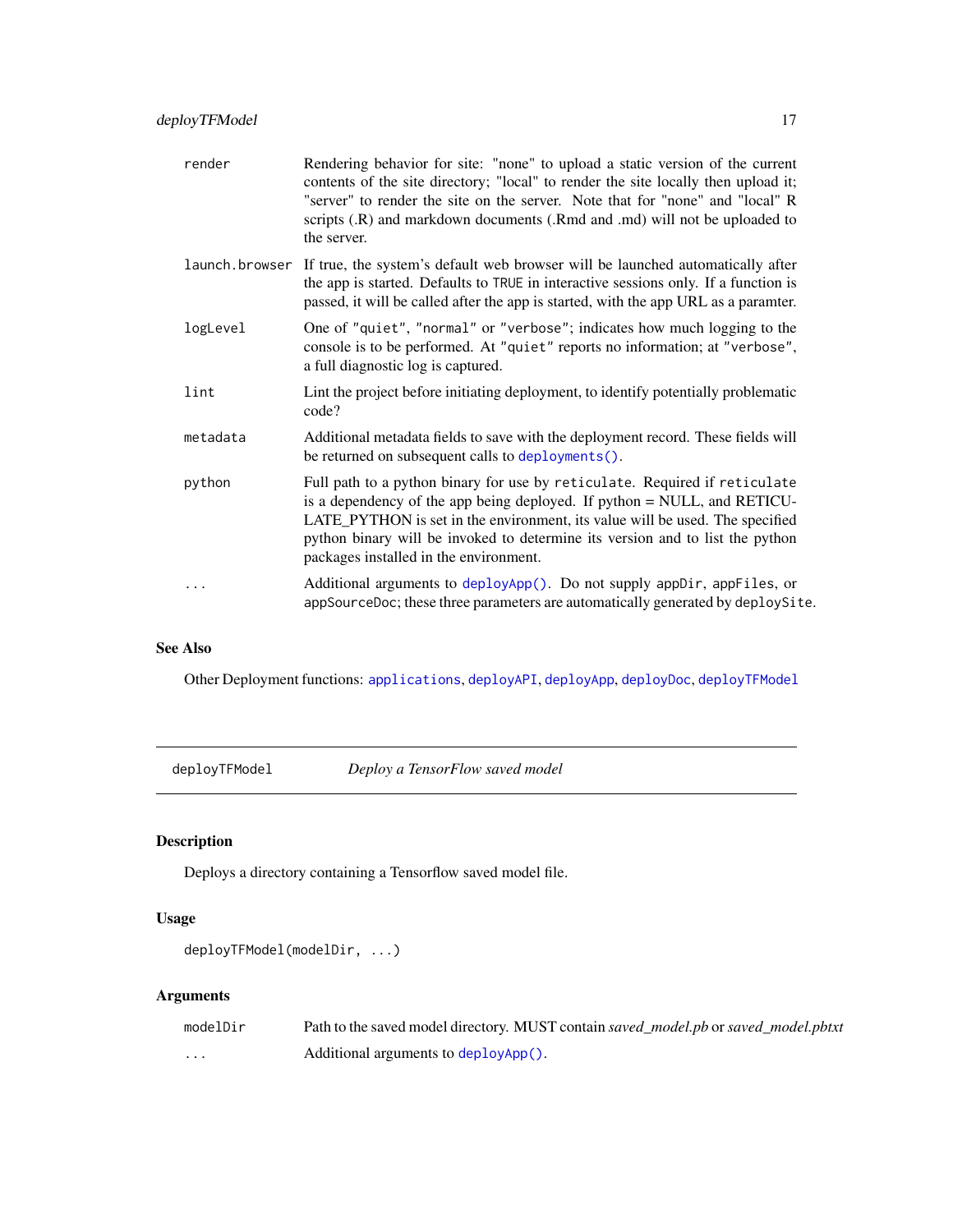| | |
|---|---|
| `render` | Rendering behavior for site: "none" to upload a static version of the current contents of the site directory; "local" to render the site locally then upload it; "server" to render the site on the server. Note that for "none" and "local" R scripts (.R) and markdown documents (.Rmd and .md) will not be uploaded to the server. |
| `launch.browser` | If true, the system's default web browser will be launched automatically after the app is started. Defaults to `TRUE` in interactive sessions only. If a function is passed, it will be called after the app is started, with the app URL as a paramter. |
| `logLevel` | One of `"quiet"`, `"normal"` or `"verbose"`; indicates how much logging to the console is to be performed. At `"quiet"` reports no information; at `"verbose"`, a full diagnostic log is captured. |
| `lint` | Lint the project before initiating deployment, to identify potentially problematic code? |
| `metadata` | Additional metadata fields to save with the deployment record. These fields will be returned on subsequent calls to `deployments()`. |
| `python` | Full path to a python binary for use by `reticulate`. Required if `reticulate` is a dependency of the app being deployed. If python = NULL, and RETICULATE_PYTHON is set in the environment, its value will be used. The specified python binary will be invoked to determine its version and to list the python packages installed in the environment. |
| `...` | Additional arguments to `deployApp()`. Do not supply `appDir`, `appFiles`, or `appSourceDoc`; these three parameters are automatically generated by `deploySite`. |

## See Also

Other Deployment functions: `applications`, `deployAPI`, `deployApp`, `deployDoc`, `deployTFModel`

---

# `deployTFModel` — *Deploy a TensorFlow saved model*

## Description

Deploys a directory containing a Tensorflow saved model file.

## Usage

```
deployTFModel(modelDir, ...)
```

## Arguments

| | |
|---|---|
| `modelDir` | Path to the saved model directory. MUST contain *saved_model.pb* or *saved_model.pbtxt* |
| `...` | Additional arguments to `deployApp()`. |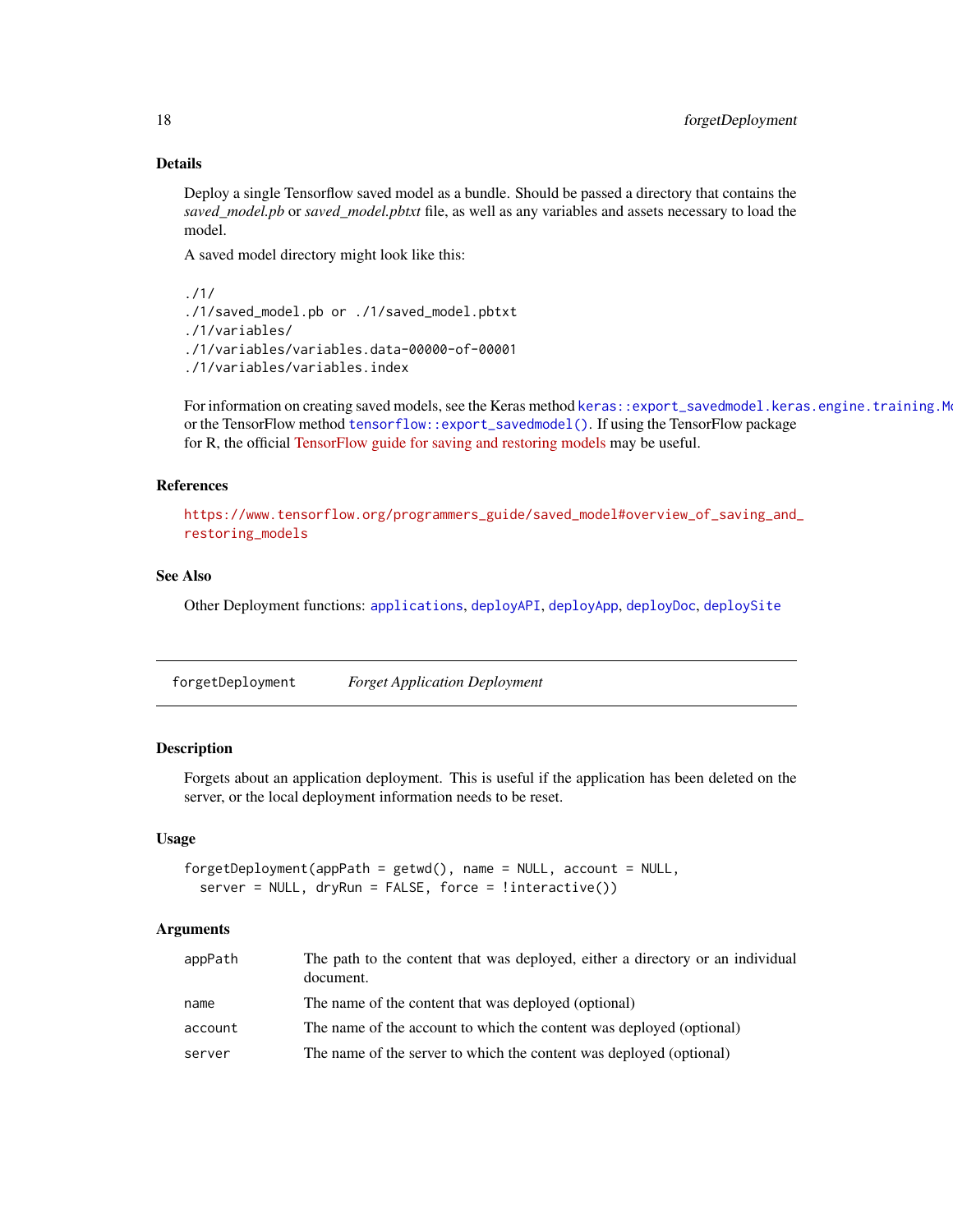### Details

Deploy a single Tensorflow saved model as a bundle. Should be passed a directory that contains the *saved_model.pb* or *saved_model.pbtxt* file, as well as any variables and assets necessary to load the model.

A saved model directory might look like this:

```
./1/
./1/saved_model.pb or ./1/saved_model.pbtxt
./1/variables/
./1/variables/variables.data-00000-of-00001
./1/variables/variables.index
```

For information on creating saved models, see the Keras method `keras::export_savedmodel.keras.engine.training.Mo` or the TensorFlow method `tensorflow::export_savedmodel()`. If using the TensorFlow package for R, the official TensorFlow guide for saving and restoring models may be useful.

### References

https://www.tensorflow.org/programmers_guide/saved_model#overview_of_saving_and_restoring_models

### See Also

Other Deployment functions: `applications`, `deployAPI`, `deployApp`, `deployDoc`, `deploySite`

---

## forgetDeployment *Forget Application Deployment*

### Description

Forgets about an application deployment. This is useful if the application has been deleted on the server, or the local deployment information needs to be reset.

### Usage

```
forgetDeployment(appPath = getwd(), name = NULL, account = NULL,
  server = NULL, dryRun = FALSE, force = !interactive())
```

### Arguments

| | |
|---|---|
| appPath | The path to the content that was deployed, either a directory or an individual document. |
| name | The name of the content that was deployed (optional) |
| account | The name of the account to which the content was deployed (optional) |
| server | The name of the server to which the content was deployed (optional) |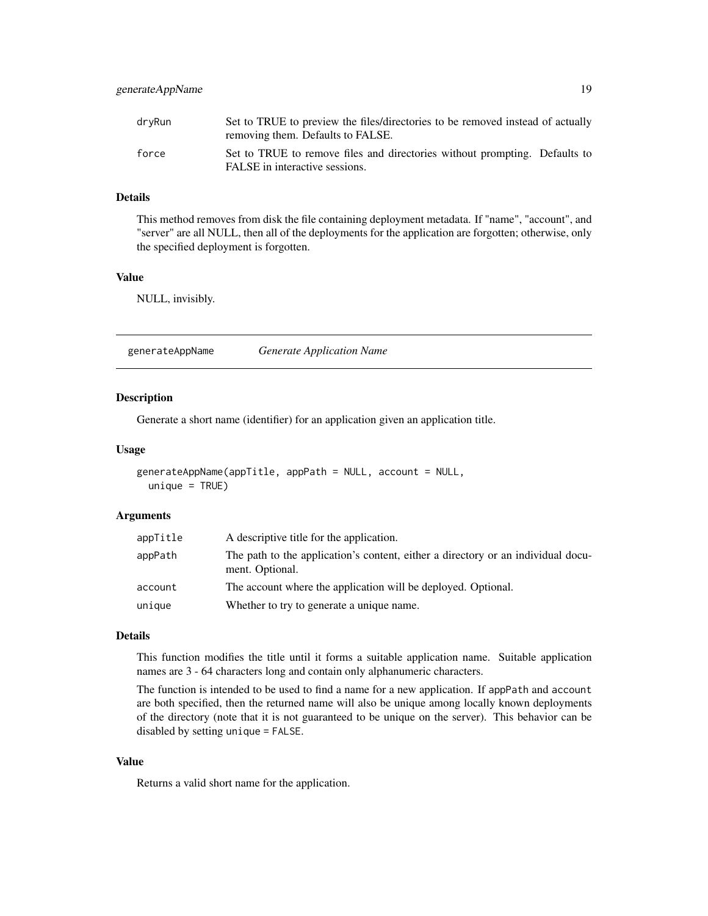| | |
|---|---|
| dryRun | Set to TRUE to preview the files/directories to be removed instead of actually removing them. Defaults to FALSE. |
| force | Set to TRUE to remove files and directories without prompting. Defaults to FALSE in interactive sessions. |

### Details

This method removes from disk the file containing deployment metadata. If "name", "account", and "server" are all NULL, then all of the deployments for the application are forgotten; otherwise, only the specified deployment is forgotten.

### Value

NULL, invisibly.

---

## generateAppName    *Generate Application Name*

---

### Description

Generate a short name (identifier) for an application given an application title.

### Usage

```
generateAppName(appTitle, appPath = NULL, account = NULL,
  unique = TRUE)
```

### Arguments

| | |
|---|---|
| appTitle | A descriptive title for the application. |
| appPath | The path to the application's content, either a directory or an individual document. Optional. |
| account | The account where the application will be deployed. Optional. |
| unique | Whether to try to generate a unique name. |

### Details

This function modifies the title until it forms a suitable application name. Suitable application names are 3 - 64 characters long and contain only alphanumeric characters.

The function is intended to be used to find a name for a new application. If `appPath` and `account` are both specified, then the returned name will also be unique among locally known deployments of the directory (note that it is not guaranteed to be unique on the server). This behavior can be disabled by setting `unique = FALSE`.

### Value

Returns a valid short name for the application.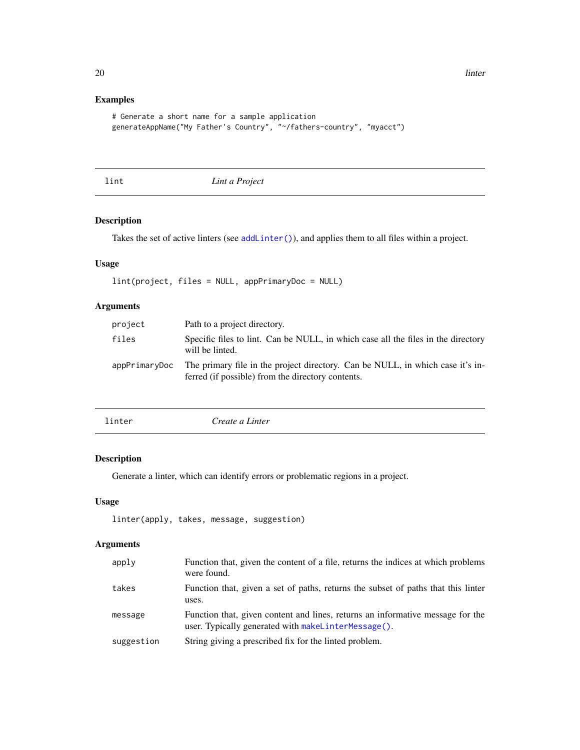## Examples

```
# Generate a short name for a sample application
generateAppName("My Father's Country", "~/fathers-country", "myacct")
```

---

## lint — *Lint a Project*

### Description

Takes the set of active linters (see `addLinter()`), and applies them to all files within a project.

### Usage

```
lint(project, files = NULL, appPrimaryDoc = NULL)
```

### Arguments

| | |
|---|---|
| `project` | Path to a project directory. |
| `files` | Specific files to lint. Can be NULL, in which case all the files in the directory will be linted. |
| `appPrimaryDoc` | The primary file in the project directory. Can be NULL, in which case it's inferred (if possible) from the directory contents. |

---

## linter — *Create a Linter*

### Description

Generate a linter, which can identify errors or problematic regions in a project.

### Usage

```
linter(apply, takes, message, suggestion)
```

### Arguments

| | |
|---|---|
| `apply` | Function that, given the content of a file, returns the indices at which problems were found. |
| `takes` | Function that, given a set of paths, returns the subset of paths that this linter uses. |
| `message` | Function that, given content and lines, returns an informative message for the user. Typically generated with `makeLinterMessage()`. |
| `suggestion` | String giving a prescribed fix for the linted problem. |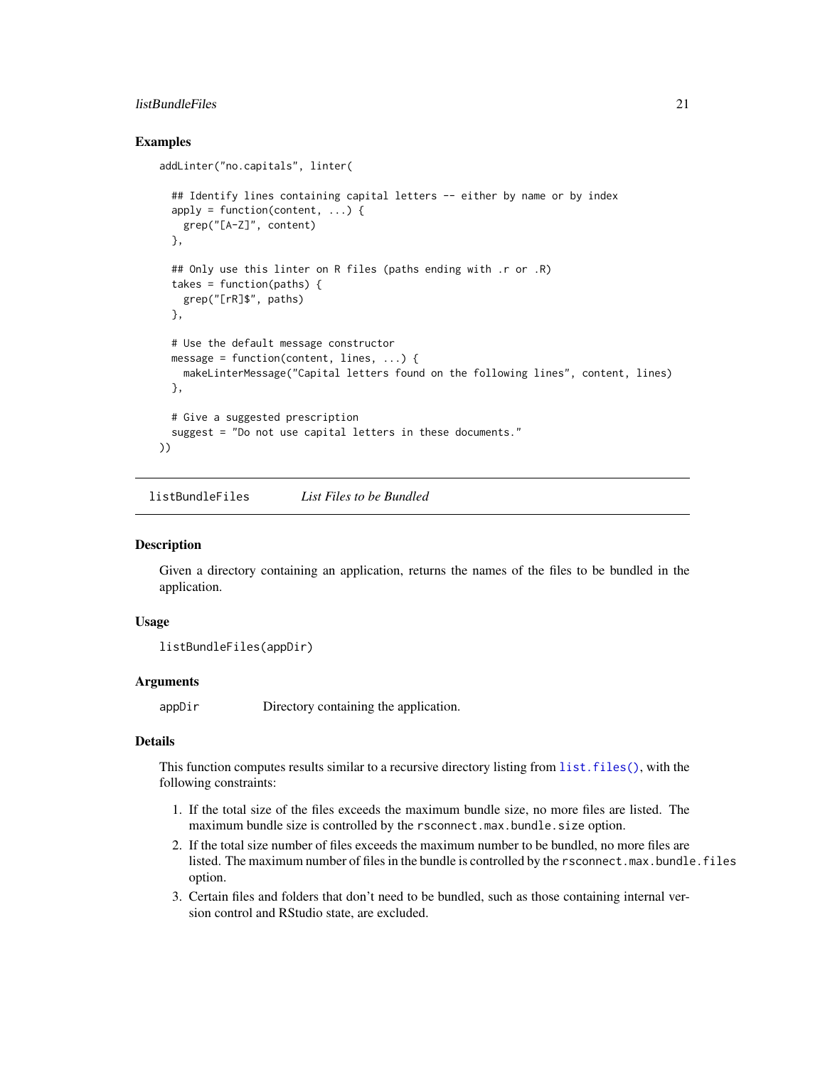## Examples

```
addLinter("no.capitals", linter(

  ## Identify lines containing capital letters -- either by name or by index
  apply = function(content, ...) {
    grep("[A-Z]", content)
  },

  ## Only use this linter on R files (paths ending with .r or .R)
  takes = function(paths) {
    grep("[rR]$", paths)
  },

  # Use the default message constructor
  message = function(content, lines, ...) {
    makeLinterMessage("Capital letters found on the following lines", content, lines)
  },

  # Give a suggested prescription
  suggest = "Do not use capital letters in these documents."
))
```

---

# listBundleFiles    *List Files to be Bundled*

---

## Description

Given a directory containing an application, returns the names of the files to be bundled in the application.

## Usage

```
listBundleFiles(appDir)
```

## Arguments

| | |
|---|---|
| appDir | Directory containing the application. |

## Details

This function computes results similar to a recursive directory listing from `list.files()`, with the following constraints:

1. If the total size of the files exceeds the maximum bundle size, no more files are listed. The maximum bundle size is controlled by the `rsconnect.max.bundle.size` option.
2. If the total size number of files exceeds the maximum number to be bundled, no more files are listed. The maximum number of files in the bundle is controlled by the `rsconnect.max.bundle.files` option.
3. Certain files and folders that don't need to be bundled, such as those containing internal version control and RStudio state, are excluded.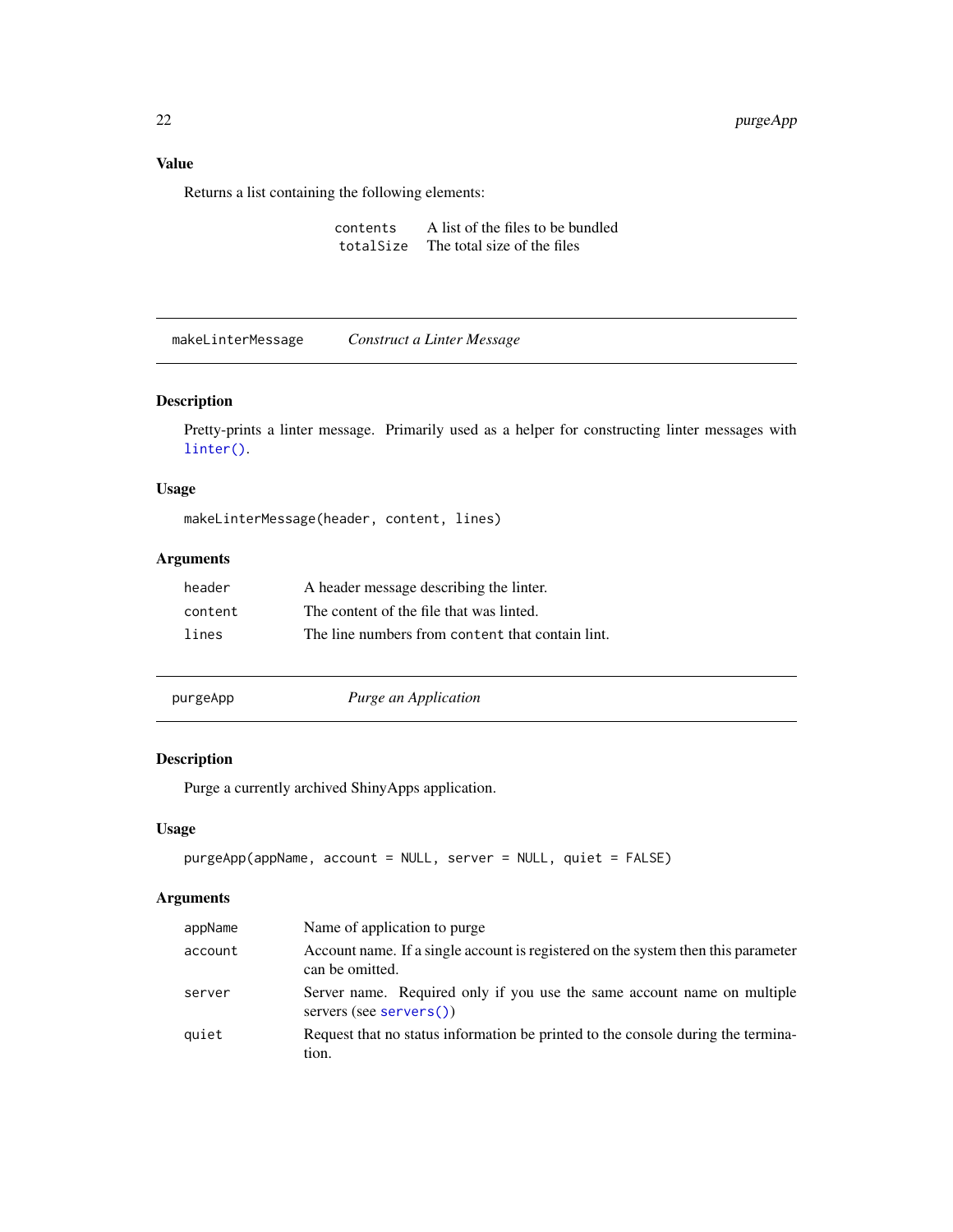### Value

Returns a list containing the following elements:

| | |
|---|---|
| `contents` | A list of the files to be bundled |
| `totalSize` | The total size of the files |

---

## makeLinterMessage — *Construct a Linter Message*

### Description

Pretty-prints a linter message. Primarily used as a helper for constructing linter messages with `linter()`.

### Usage

```
makeLinterMessage(header, content, lines)
```

### Arguments

| | |
|---|---|
| `header` | A header message describing the linter. |
| `content` | The content of the file that was linted. |
| `lines` | The line numbers from `content` that contain lint. |

---

## purgeApp — *Purge an Application*

### Description

Purge a currently archived ShinyApps application.

### Usage

```
purgeApp(appName, account = NULL, server = NULL, quiet = FALSE)
```

### Arguments

| | |
|---|---|
| `appName` | Name of application to purge |
| `account` | Account name. If a single account is registered on the system then this parameter can be omitted. |
| `server` | Server name. Required only if you use the same account name on multiple servers (see `servers()`) |
| `quiet` | Request that no status information be printed to the console during the termination. |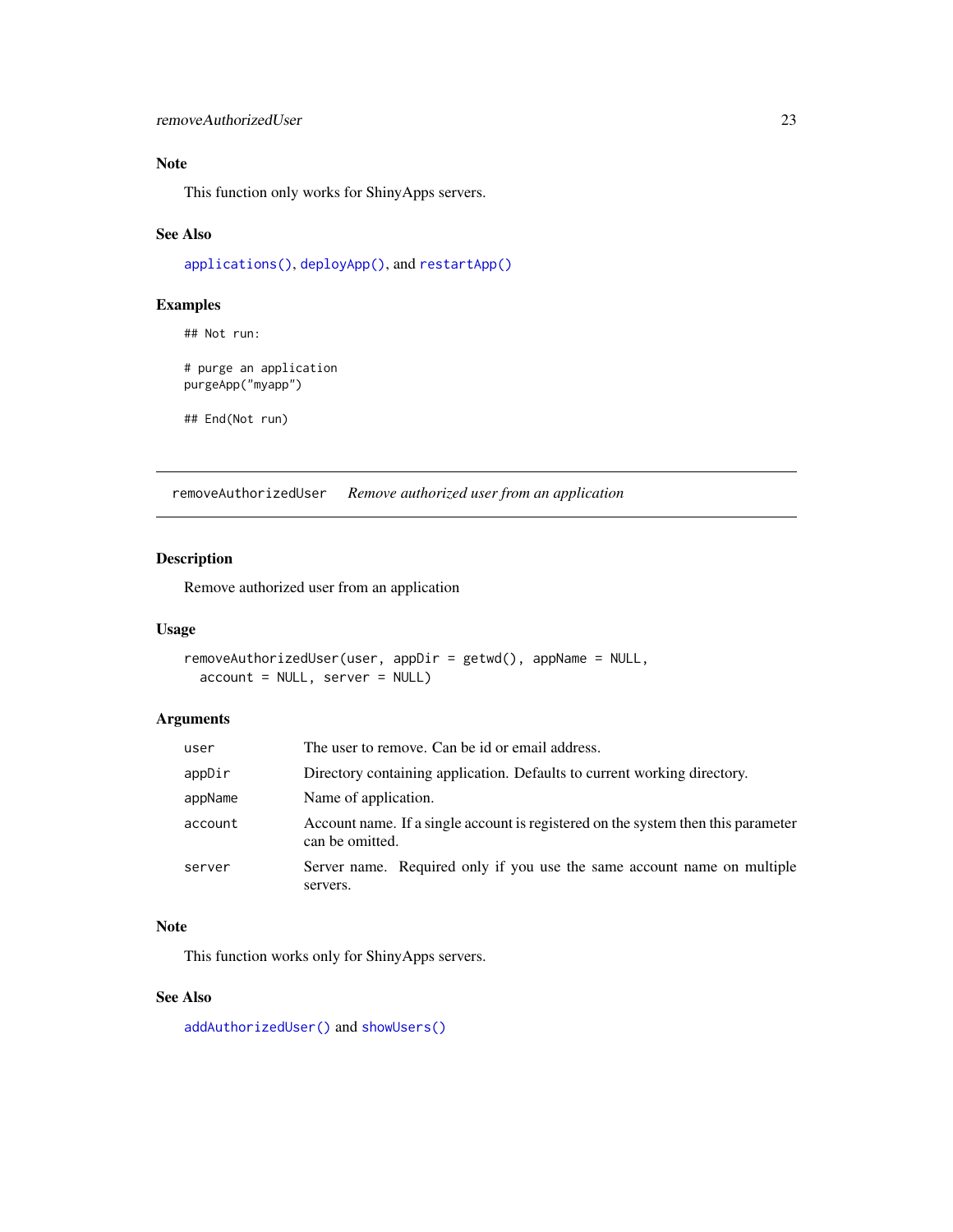### Note

This function only works for ShinyApps servers.

### See Also

`applications()`, `deployApp()`, and `restartApp()`

### Examples

```
## Not run:

# purge an application
purgeApp("myapp")

## End(Not run)
```

---

## removeAuthorizedUser &emsp; *Remove authorized user from an application*

---

### Description

Remove authorized user from an application

### Usage

```
removeAuthorizedUser(user, appDir = getwd(), appName = NULL,
  account = NULL, server = NULL)
```

### Arguments

| | |
|---|---|
| `user` | The user to remove. Can be id or email address. |
| `appDir` | Directory containing application. Defaults to current working directory. |
| `appName` | Name of application. |
| `account` | Account name. If a single account is registered on the system then this parameter can be omitted. |
| `server` | Server name. Required only if you use the same account name on multiple servers. |

### Note

This function works only for ShinyApps servers.

### See Also

`addAuthorizedUser()` and `showUsers()`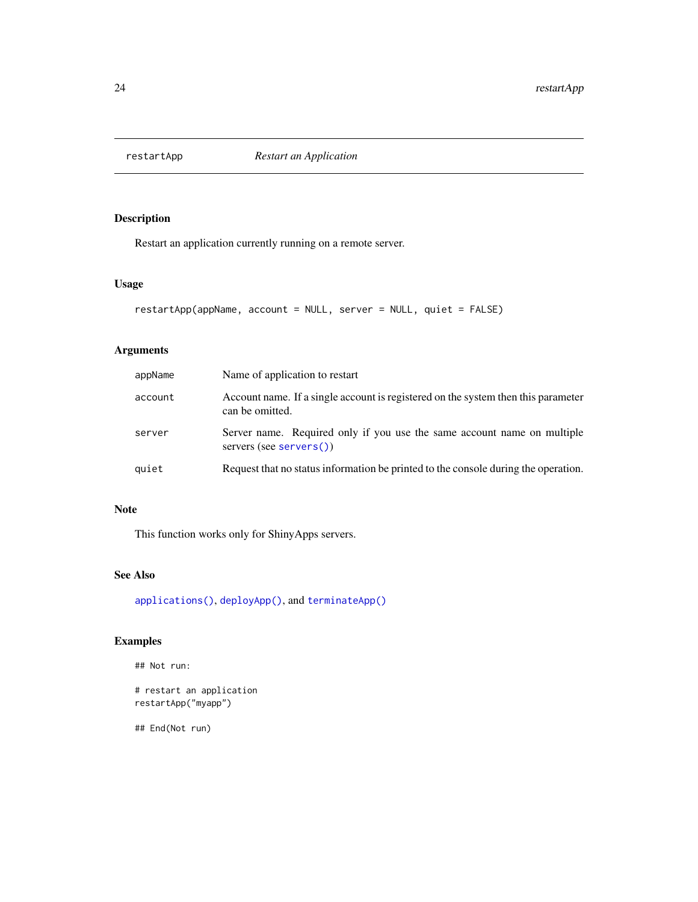# restartApp — *Restart an Application*

## Description

Restart an application currently running on a remote server.

## Usage

```
restartApp(appName, account = NULL, server = NULL, quiet = FALSE)
```

## Arguments

| | |
|---|---|
| `appName` | Name of application to restart |
| `account` | Account name. If a single account is registered on the system then this parameter can be omitted. |
| `server` | Server name. Required only if you use the same account name on multiple servers (see `servers()`) |
| `quiet` | Request that no status information be printed to the console during the operation. |

## Note

This function works only for ShinyApps servers.

## See Also

`applications()`, `deployApp()`, and `terminateApp()`

## Examples

```
## Not run:

# restart an application
restartApp("myapp")

## End(Not run)
```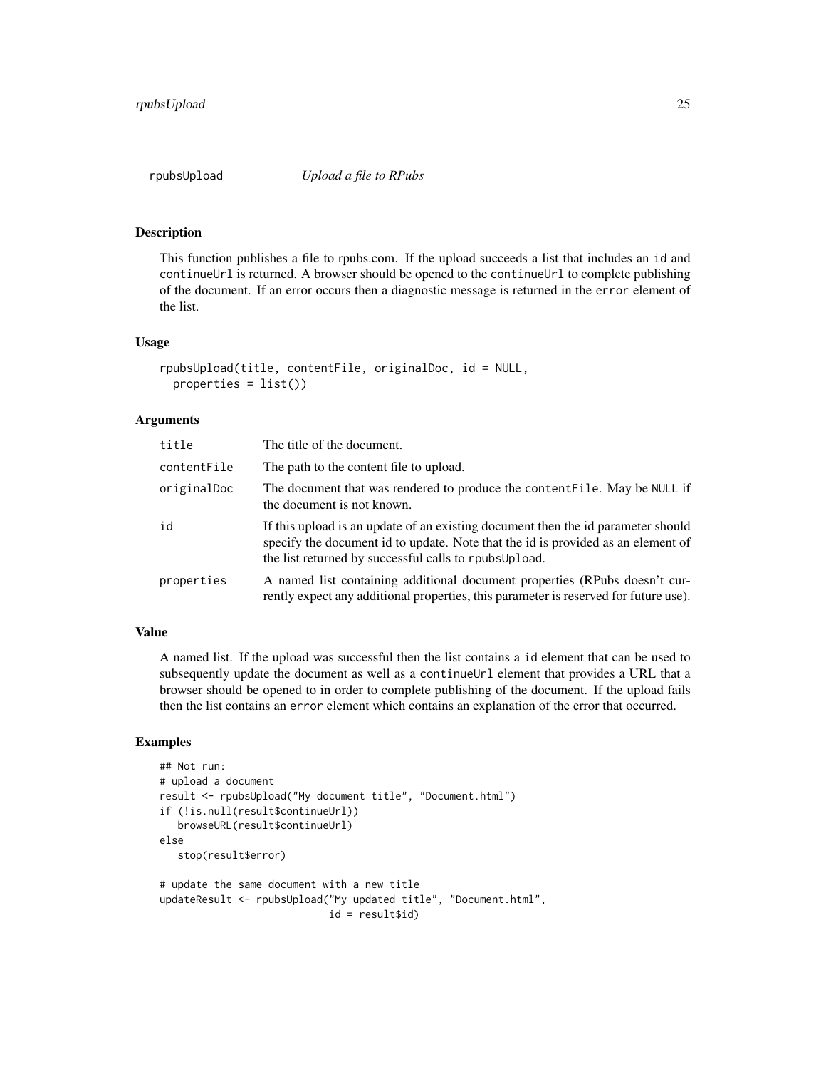# rpubsUpload — *Upload a file to RPubs*

## Description

This function publishes a file to rpubs.com. If the upload succeeds a list that includes an `id` and `continueUrl` is returned. A browser should be opened to the `continueUrl` to complete publishing of the document. If an error occurs then a diagnostic message is returned in the `error` element of the list.

## Usage

```
rpubsUpload(title, contentFile, originalDoc, id = NULL,
  properties = list())
```

## Arguments

| | |
|---|---|
| `title` | The title of the document. |
| `contentFile` | The path to the content file to upload. |
| `originalDoc` | The document that was rendered to produce the `contentFile`. May be `NULL` if the document is not known. |
| `id` | If this upload is an update of an existing document then the id parameter should specify the document id to update. Note that the id is provided as an element of the list returned by successful calls to `rpubsUpload`. |
| `properties` | A named list containing additional document properties (RPubs doesn't currently expect any additional properties, this parameter is reserved for future use). |

## Value

A named list. If the upload was successful then the list contains a `id` element that can be used to subsequently update the document as well as a `continueUrl` element that provides a URL that a browser should be opened to in order to complete publishing of the document. If the upload fails then the list contains an `error` element which contains an explanation of the error that occurred.

## Examples

```
## Not run:
# upload a document
result <- rpubsUpload("My document title", "Document.html")
if (!is.null(result$continueUrl))
   browseURL(result$continueUrl)
else
   stop(result$error)

# update the same document with a new title
updateResult <- rpubsUpload("My updated title", "Document.html",
                            id = result$id)
```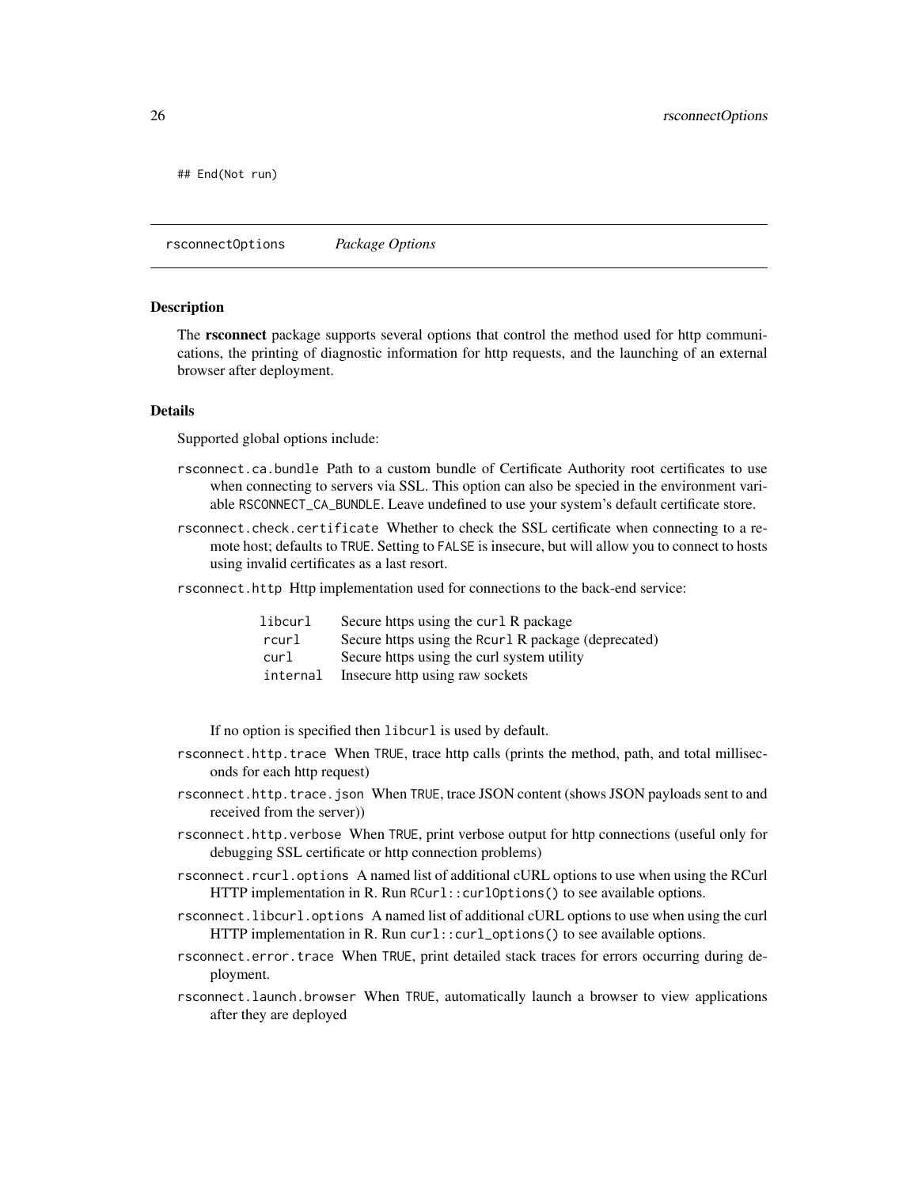```
## End(Not run)
```

## rsconnectOptions *Package Options*

### Description

The **rsconnect** package supports several options that control the method used for http communications, the printing of diagnostic information for http requests, and the launching of an external browser after deployment.

### Details

Supported global options include:

`rsconnect.ca.bundle` Path to a custom bundle of Certificate Authority root certificates to use when connecting to servers via SSL. This option can also be specied in the environment variable `RSCONNECT_CA_BUNDLE`. Leave undefined to use your system's default certificate store.

`rsconnect.check.certificate` Whether to check the SSL certificate when connecting to a remote host; defaults to `TRUE`. Setting to `FALSE` is insecure, but will allow you to connect to hosts using invalid certificates as a last resort.

`rsconnect.http` Http implementation used for connections to the back-end service:

| | |
|---|---|
| `libcurl` | Secure https using the `curl` R package |
| `rcurl` | Secure https using the `Rcurl` R package (deprecated) |
| `curl` | Secure https using the curl system utility |
| `internal` | Insecure http using raw sockets |

If no option is specified then `libcurl` is used by default.

`rsconnect.http.trace` When `TRUE`, trace http calls (prints the method, path, and total milliseconds for each http request)

`rsconnect.http.trace.json` When `TRUE`, trace JSON content (shows JSON payloads sent to and received from the server))

`rsconnect.http.verbose` When `TRUE`, print verbose output for http connections (useful only for debugging SSL certificate or http connection problems)

`rsconnect.rcurl.options` A named list of additional cURL options to use when using the RCurl HTTP implementation in R. Run `RCurl::curlOptions()` to see available options.

`rsconnect.libcurl.options` A named list of additional cURL options to use when using the curl HTTP implementation in R. Run `curl::curl_options()` to see available options.

`rsconnect.error.trace` When `TRUE`, print detailed stack traces for errors occurring during deployment.

`rsconnect.launch.browser` When `TRUE`, automatically launch a browser to view applications after they are deployed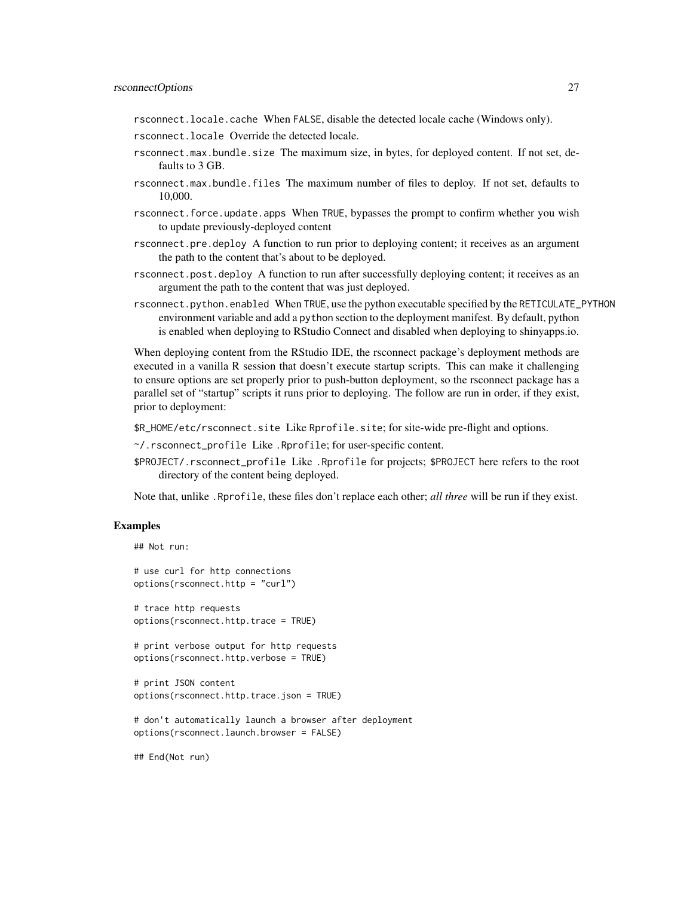`rsconnect.locale.cache` When `FALSE`, disable the detected locale cache (Windows only).

`rsconnect.locale` Override the detected locale.

`rsconnect.max.bundle.size` The maximum size, in bytes, for deployed content. If not set, defaults to 3 GB.

`rsconnect.max.bundle.files` The maximum number of files to deploy. If not set, defaults to 10,000.

`rsconnect.force.update.apps` When `TRUE`, bypasses the prompt to confirm whether you wish to update previously-deployed content

`rsconnect.pre.deploy` A function to run prior to deploying content; it receives as an argument the path to the content that's about to be deployed.

`rsconnect.post.deploy` A function to run after successfully deploying content; it receives as an argument the path to the content that was just deployed.

`rsconnect.python.enabled` When `TRUE`, use the python executable specified by the `RETICULATE_PYTHON` environment variable and add a `python` section to the deployment manifest. By default, python is enabled when deploying to RStudio Connect and disabled when deploying to shinyapps.io.

When deploying content from the RStudio IDE, the rsconnect package's deployment methods are executed in a vanilla R session that doesn't execute startup scripts. This can make it challenging to ensure options are set properly prior to push-button deployment, so the rsconnect package has a parallel set of "startup" scripts it runs prior to deploying. The follow are run in order, if they exist, prior to deployment:

`$R_HOME/etc/rsconnect.site` Like `Rprofile.site`; for site-wide pre-flight and options.

`~/.rsconnect_profile` Like `.Rprofile`; for user-specific content.

`$PROJECT/.rsconnect_profile` Like `.Rprofile` for projects; `$PROJECT` here refers to the root directory of the content being deployed.

Note that, unlike `.Rprofile`, these files don't replace each other; *all three* will be run if they exist.

### Examples

```
## Not run:

# use curl for http connections
options(rsconnect.http = "curl")

# trace http requests
options(rsconnect.http.trace = TRUE)

# print verbose output for http requests
options(rsconnect.http.verbose = TRUE)

# print JSON content
options(rsconnect.http.trace.json = TRUE)

# don't automatically launch a browser after deployment
options(rsconnect.launch.browser = FALSE)

## End(Not run)
```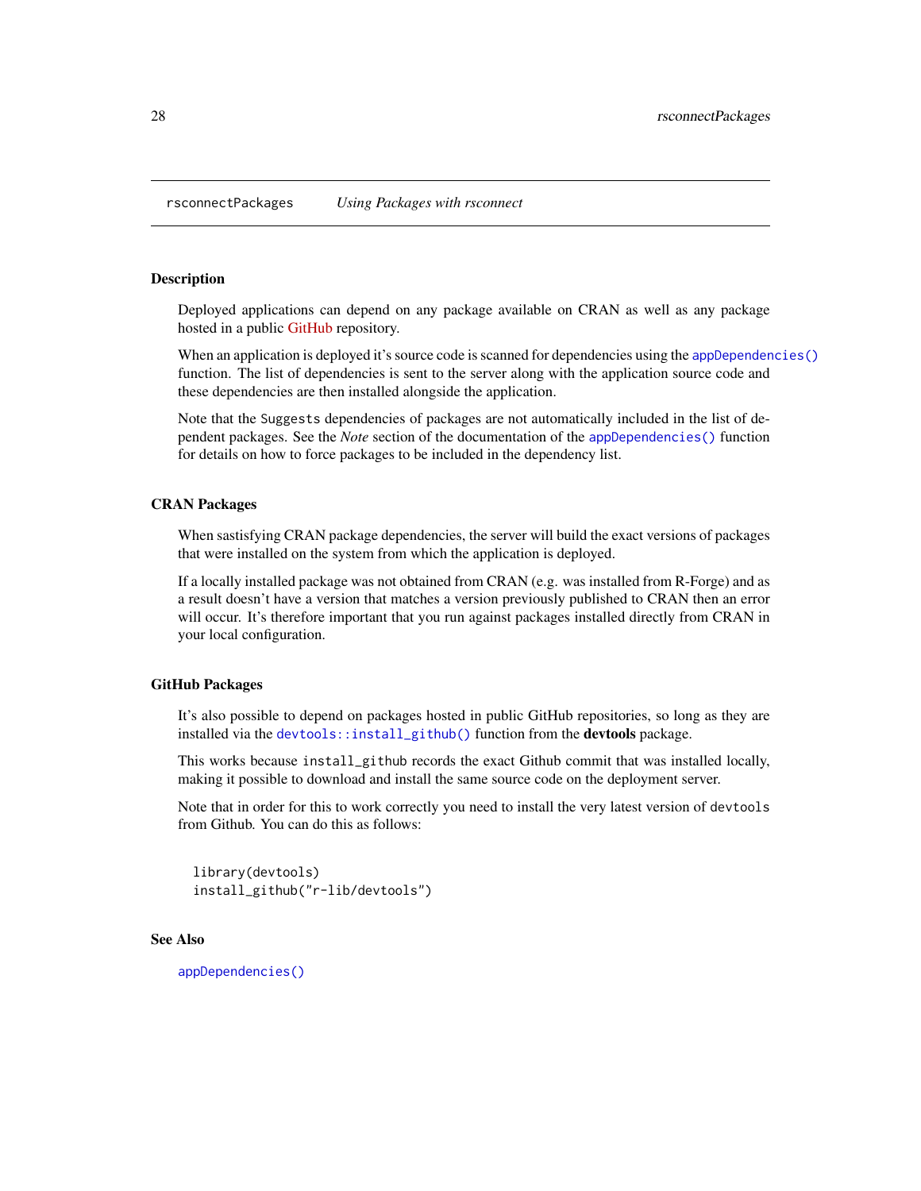rsconnectPackages — *Using Packages with rsconnect*

## Description

Deployed applications can depend on any package available on CRAN as well as any package hosted in a public GitHub repository.

When an application is deployed it's source code is scanned for dependencies using the `appDependencies()` function. The list of dependencies is sent to the server along with the application source code and these dependencies are then installed alongside the application.

Note that the `Suggests` dependencies of packages are not automatically included in the list of dependent packages. See the *Note* section of the documentation of the `appDependencies()` function for details on how to force packages to be included in the dependency list.

## CRAN Packages

When sastisfying CRAN package dependencies, the server will build the exact versions of packages that were installed on the system from which the application is deployed.

If a locally installed package was not obtained from CRAN (e.g. was installed from R-Forge) and as a result doesn't have a version that matches a version previously published to CRAN then an error will occur. It's therefore important that you run against packages installed directly from CRAN in your local configuration.

## GitHub Packages

It's also possible to depend on packages hosted in public GitHub repositories, so long as they are installed via the `devtools::install_github()` function from the **devtools** package.

This works because `install_github` records the exact Github commit that was installed locally, making it possible to download and install the same source code on the deployment server.

Note that in order for this to work correctly you need to install the very latest version of `devtools` from Github. You can do this as follows:

```
library(devtools)
install_github("r-lib/devtools")
```

## See Also

`appDependencies()`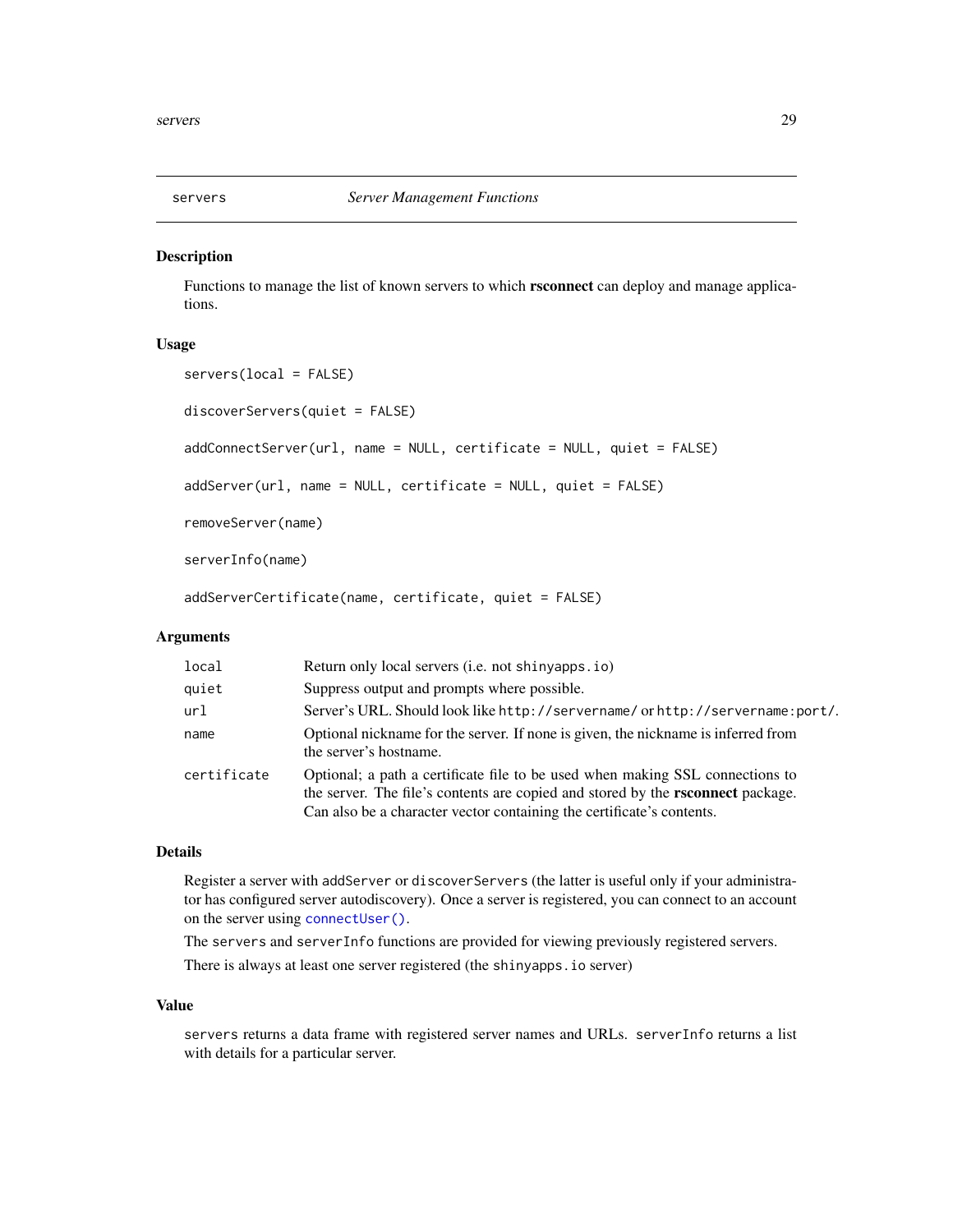# servers — *Server Management Functions*

## Description

Functions to manage the list of known servers to which **rsconnect** can deploy and manage applications.

## Usage

```
servers(local = FALSE)

discoverServers(quiet = FALSE)

addConnectServer(url, name = NULL, certificate = NULL, quiet = FALSE)

addServer(url, name = NULL, certificate = NULL, quiet = FALSE)

removeServer(name)

serverInfo(name)

addServerCertificate(name, certificate, quiet = FALSE)
```

## Arguments

| | |
|---|---|
| `local` | Return only local servers (i.e. not `shinyapps.io`) |
| `quiet` | Suppress output and prompts where possible. |
| `url` | Server's URL. Should look like `http://servername/` or `http://servername:port/`. |
| `name` | Optional nickname for the server. If none is given, the nickname is inferred from the server's hostname. |
| `certificate` | Optional; a path a certificate file to be used when making SSL connections to the server. The file's contents are copied and stored by the **rsconnect** package. Can also be a character vector containing the certificate's contents. |

## Details

Register a server with `addServer` or `discoverServers` (the latter is useful only if your administrator has configured server autodiscovery). Once a server is registered, you can connect to an account on the server using `connectUser()`.

The `servers` and `serverInfo` functions are provided for viewing previously registered servers.

There is always at least one server registered (the `shinyapps.io` server)

## Value

`servers` returns a data frame with registered server names and URLs. `serverInfo` returns a list with details for a particular server.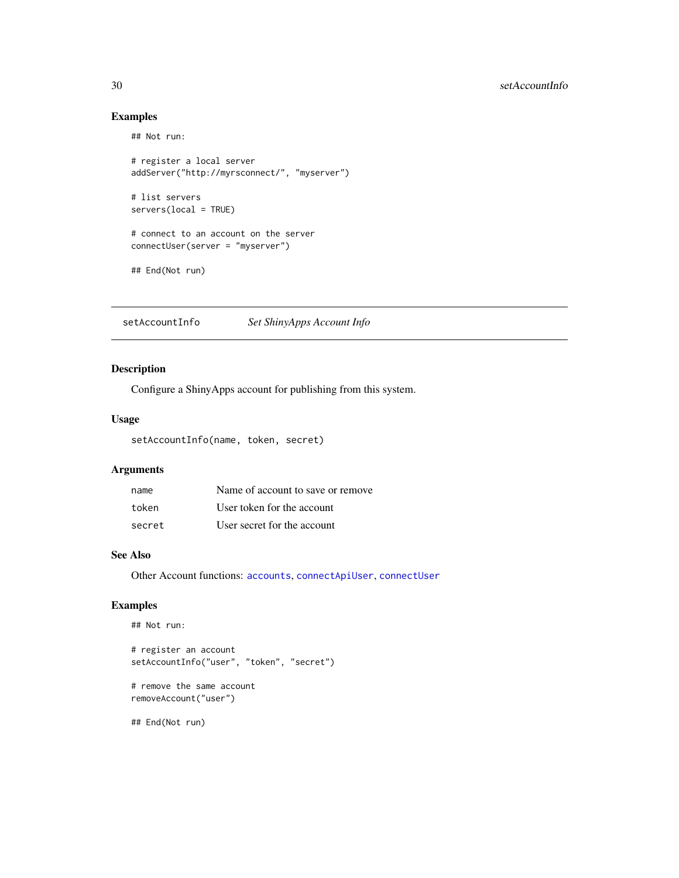## Examples

```
## Not run:

# register a local server
addServer("http://myrsconnect/", "myserver")

# list servers
servers(local = TRUE)

# connect to an account on the server
connectUser(server = "myserver")

## End(Not run)
```

---

## setAccountInfo — *Set ShinyApps Account Info*

---

### Description

Configure a ShinyApps account for publishing from this system.

### Usage

```
setAccountInfo(name, token, secret)
```

### Arguments

| | |
|---|---|
| `name` | Name of account to save or remove |
| `token` | User token for the account |
| `secret` | User secret for the account |

### See Also

Other Account functions: `accounts`, `connectApiUser`, `connectUser`

### Examples

```
## Not run:

# register an account
setAccountInfo("user", "token", "secret")

# remove the same account
removeAccount("user")

## End(Not run)
```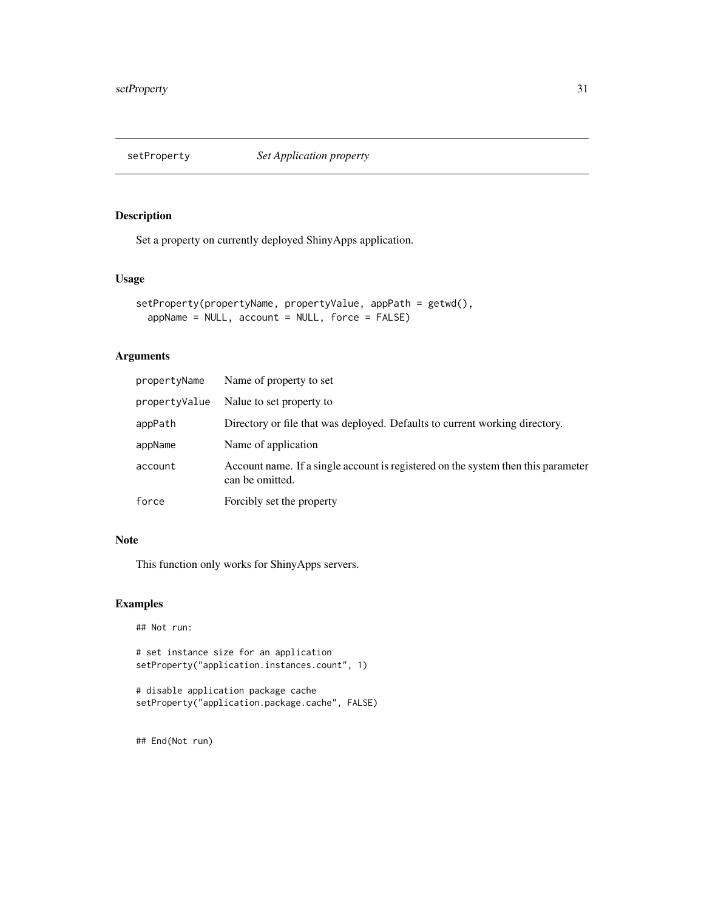## setProperty — *Set Application property*

### Description

Set a property on currently deployed ShinyApps application.

### Usage

```
setProperty(propertyName, propertyValue, appPath = getwd(),
  appName = NULL, account = NULL, force = FALSE)
```

### Arguments

| | |
|---|---|
| `propertyName` | Name of property to set |
| `propertyValue` | Nalue to set property to |
| `appPath` | Directory or file that was deployed. Defaults to current working directory. |
| `appName` | Name of application |
| `account` | Account name. If a single account is registered on the system then this parameter can be omitted. |
| `force` | Forcibly set the property |

### Note

This function only works for ShinyApps servers.

### Examples

```
## Not run:

# set instance size for an application
setProperty("application.instances.count", 1)

# disable application package cache
setProperty("application.package.cache", FALSE)


## End(Not run)
```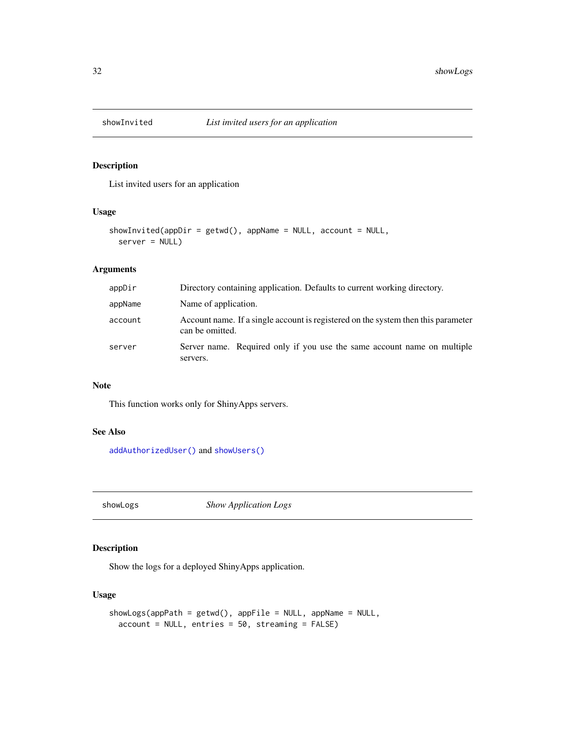## showInvited — *List invited users for an application*

### Description

List invited users for an application

### Usage

```
showInvited(appDir = getwd(), appName = NULL, account = NULL,
  server = NULL)
```

### Arguments

| | |
|---|---|
| `appDir` | Directory containing application. Defaults to current working directory. |
| `appName` | Name of application. |
| `account` | Account name. If a single account is registered on the system then this parameter can be omitted. |
| `server` | Server name. Required only if you use the same account name on multiple servers. |

### Note

This function works only for ShinyApps servers.

### See Also

`addAuthorizedUser()` and `showUsers()`

## showLogs — *Show Application Logs*

### Description

Show the logs for a deployed ShinyApps application.

### Usage

```
showLogs(appPath = getwd(), appFile = NULL, appName = NULL,
  account = NULL, entries = 50, streaming = FALSE)
```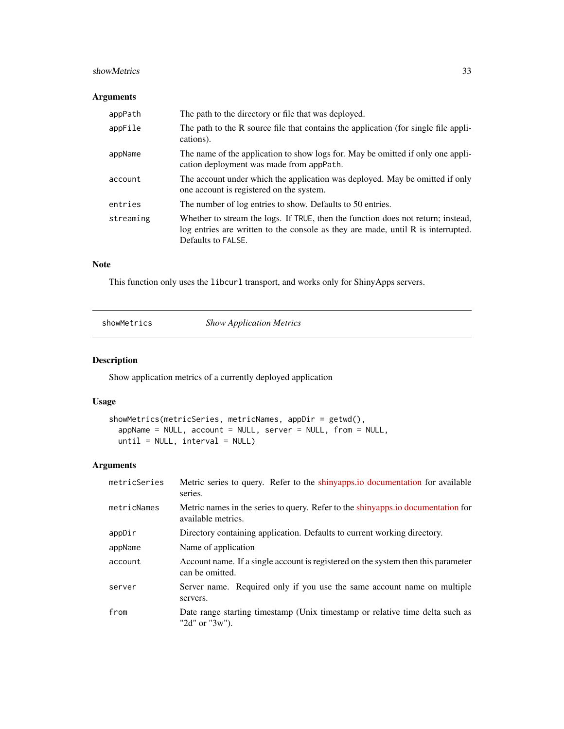### Arguments

| | |
|---|---|
| appPath | The path to the directory or file that was deployed. |
| appFile | The path to the R source file that contains the application (for single file applications). |
| appName | The name of the application to show logs for. May be omitted if only one application deployment was made from `appPath`. |
| account | The account under which the application was deployed. May be omitted if only one account is registered on the system. |
| entries | The number of log entries to show. Defaults to 50 entries. |
| streaming | Whether to stream the logs. If `TRUE`, then the function does not return; instead, log entries are written to the console as they are made, until R is interrupted. Defaults to `FALSE`. |

### Note

This function only uses the `libcurl` transport, and works only for ShinyApps servers.

---

## showMetrics — *Show Application Metrics*

---

### Description

Show application metrics of a currently deployed application

### Usage

```
showMetrics(metricSeries, metricNames, appDir = getwd(),
  appName = NULL, account = NULL, server = NULL, from = NULL,
  until = NULL, interval = NULL)
```

### Arguments

| | |
|---|---|
| metricSeries | Metric series to query. Refer to the shinyapps.io documentation for available series. |
| metricNames | Metric names in the series to query. Refer to the shinyapps.io documentation for available metrics. |
| appDir | Directory containing application. Defaults to current working directory. |
| appName | Name of application |
| account | Account name. If a single account is registered on the system then this parameter can be omitted. |
| server | Server name. Required only if you use the same account name on multiple servers. |
| from | Date range starting timestamp (Unix timestamp or relative time delta such as "2d" or "3w"). |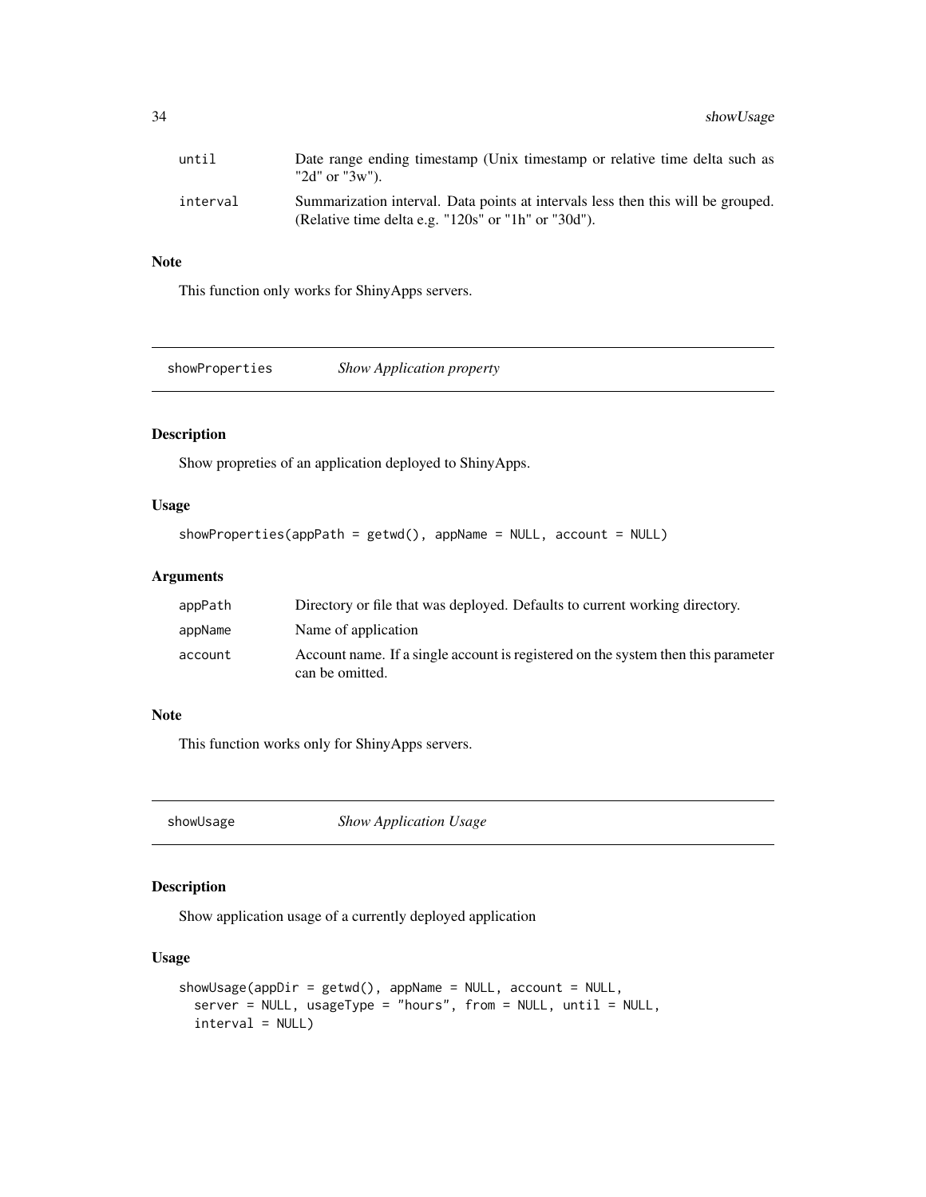| | |
|---|---|
| until | Date range ending timestamp (Unix timestamp or relative time delta such as "2d" or "3w"). |
| interval | Summarization interval. Data points at intervals less then this will be grouped. (Relative time delta e.g. "120s" or "1h" or "30d"). |

### Note

This function only works for ShinyApps servers.

## showProperties *Show Application property*

### Description

Show propreties of an application deployed to ShinyApps.

### Usage

```
showProperties(appPath = getwd(), appName = NULL, account = NULL)
```

### Arguments

| | |
|---|---|
| appPath | Directory or file that was deployed. Defaults to current working directory. |
| appName | Name of application |
| account | Account name. If a single account is registered on the system then this parameter can be omitted. |

### Note

This function works only for ShinyApps servers.

## showUsage *Show Application Usage*

### Description

Show application usage of a currently deployed application

### Usage

```
showUsage(appDir = getwd(), appName = NULL, account = NULL,
  server = NULL, usageType = "hours", from = NULL, until = NULL,
  interval = NULL)
```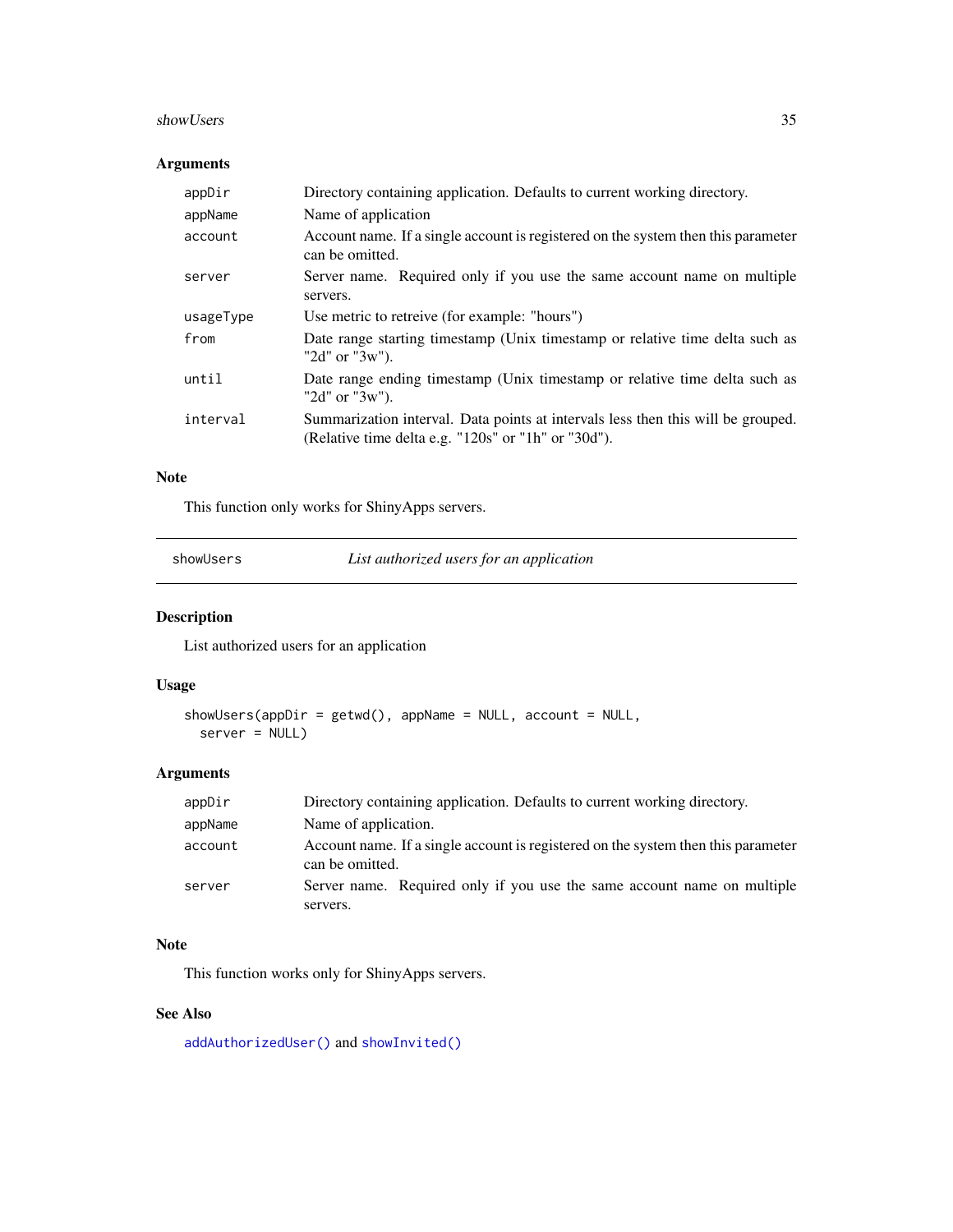### Arguments

| | |
|---|---|
| appDir | Directory containing application. Defaults to current working directory. |
| appName | Name of application |
| account | Account name. If a single account is registered on the system then this parameter can be omitted. |
| server | Server name. Required only if you use the same account name on multiple servers. |
| usageType | Use metric to retreive (for example: "hours") |
| from | Date range starting timestamp (Unix timestamp or relative time delta such as "2d" or "3w"). |
| until | Date range ending timestamp (Unix timestamp or relative time delta such as "2d" or "3w"). |
| interval | Summarization interval. Data points at intervals less then this will be grouped. (Relative time delta e.g. "120s" or "1h" or "30d"). |

### Note

This function only works for ShinyApps servers.

---

## showUsers — *List authorized users for an application*

### Description

List authorized users for an application

### Usage

```
showUsers(appDir = getwd(), appName = NULL, account = NULL,
  server = NULL)
```

### Arguments

| | |
|---|---|
| appDir | Directory containing application. Defaults to current working directory. |
| appName | Name of application. |
| account | Account name. If a single account is registered on the system then this parameter can be omitted. |
| server | Server name. Required only if you use the same account name on multiple servers. |

### Note

This function works only for ShinyApps servers.

### See Also

`addAuthorizedUser()` and `showInvited()`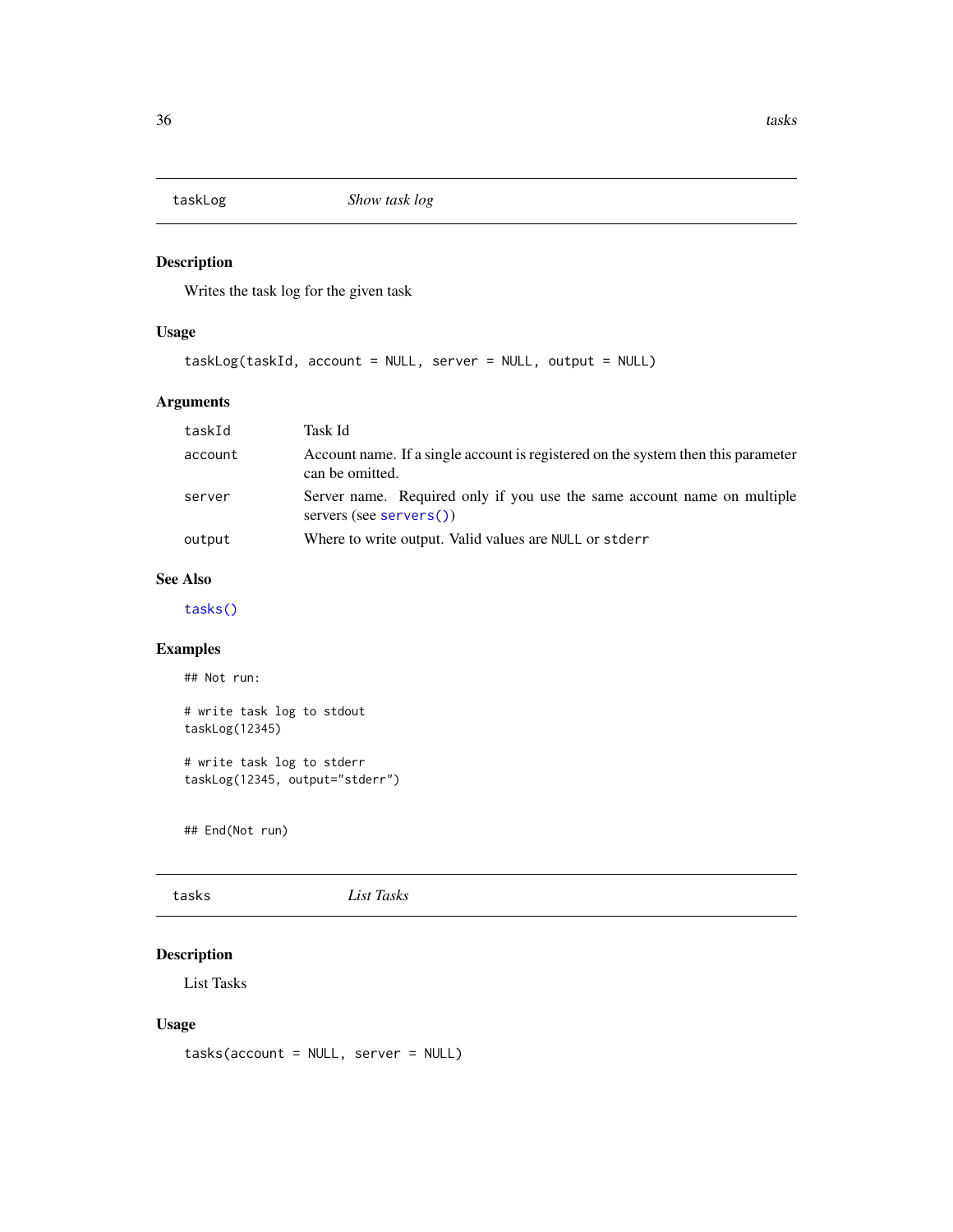## taskLog — *Show task log*

### Description

Writes the task log for the given task

### Usage

```
taskLog(taskId, account = NULL, server = NULL, output = NULL)
```

### Arguments

| | |
|---|---|
| `taskId` | Task Id |
| `account` | Account name. If a single account is registered on the system then this parameter can be omitted. |
| `server` | Server name. Required only if you use the same account name on multiple servers (see `servers()`) |
| `output` | Where to write output. Valid values are `NULL` or `stderr` |

### See Also

`tasks()`

### Examples

```
## Not run:

# write task log to stdout
taskLog(12345)

# write task log to stderr
taskLog(12345, output="stderr")


## End(Not run)
```

## tasks — *List Tasks*

### Description

List Tasks

### Usage

```
tasks(account = NULL, server = NULL)
```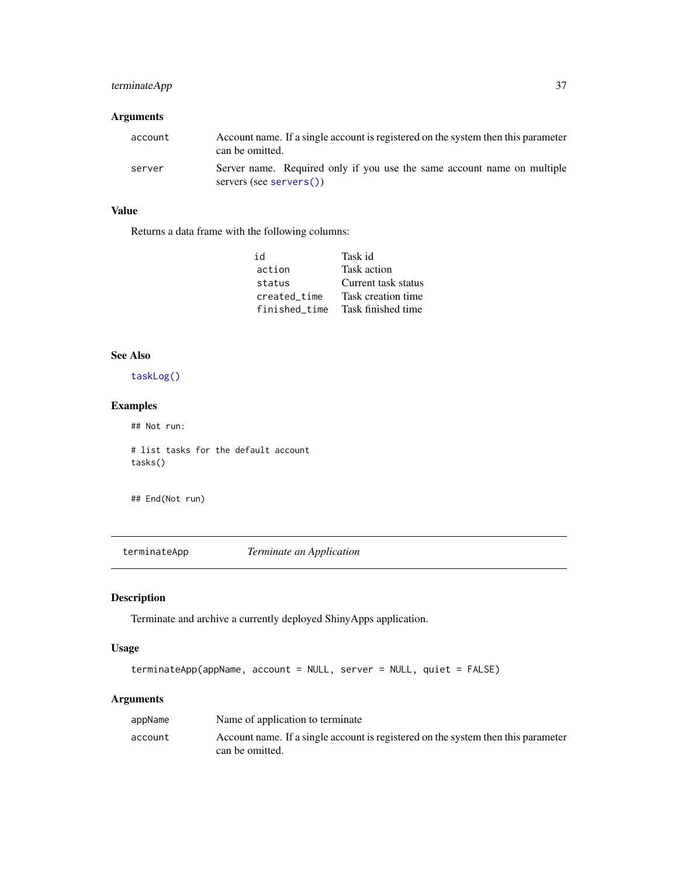### Arguments

| | |
|---|---|
| `account` | Account name. If a single account is registered on the system then this parameter can be omitted. |
| `server` | Server name. Required only if you use the same account name on multiple servers (see `servers()`) |

### Value

Returns a data frame with the following columns:

| | |
|---|---|
| `id` | Task id |
| `action` | Task action |
| `status` | Current task status |
| `created_time` | Task creation time |
| `finished_time` | Task finished time |

### See Also

`taskLog()`

### Examples

```
## Not run:

# list tasks for the default account
tasks()


## End(Not run)
```

---

## `terminateApp` *Terminate an Application*

### Description

Terminate and archive a currently deployed ShinyApps application.

### Usage

```
terminateApp(appName, account = NULL, server = NULL, quiet = FALSE)
```

### Arguments

| | |
|---|---|
| `appName` | Name of application to terminate |
| `account` | Account name. If a single account is registered on the system then this parameter can be omitted. |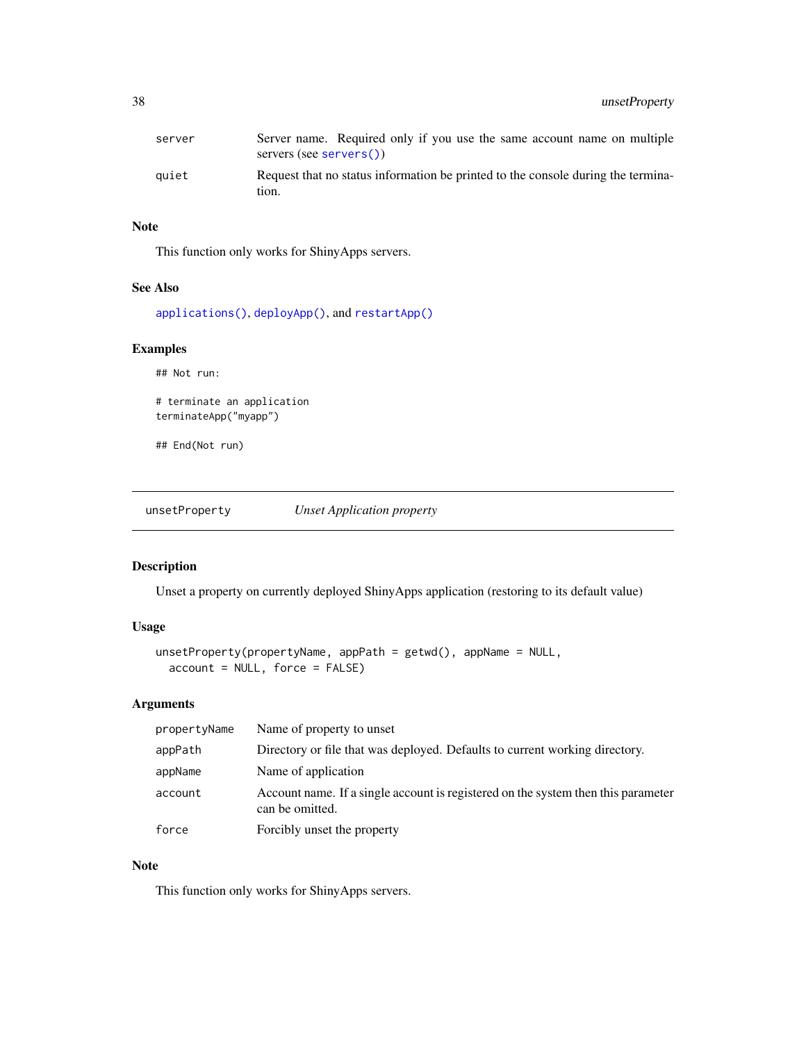| | |
|---|---|
| server | Server name. Required only if you use the same account name on multiple servers (see servers()) |
| quiet | Request that no status information be printed to the console during the termination. |

### Note

This function only works for ShinyApps servers.

### See Also

applications(), deployApp(), and restartApp()

### Examples

```
## Not run:

# terminate an application
terminateApp("myapp")

## End(Not run)
```

---

## unsetProperty &nbsp;&nbsp;&nbsp;&nbsp; *Unset Application property*

---

### Description

Unset a property on currently deployed ShinyApps application (restoring to its default value)

### Usage

```
unsetProperty(propertyName, appPath = getwd(), appName = NULL,
  account = NULL, force = FALSE)
```

### Arguments

| | |
|---|---|
| propertyName | Name of property to unset |
| appPath | Directory or file that was deployed. Defaults to current working directory. |
| appName | Name of application |
| account | Account name. If a single account is registered on the system then this parameter can be omitted. |
| force | Forcibly unset the property |

### Note

This function only works for ShinyApps servers.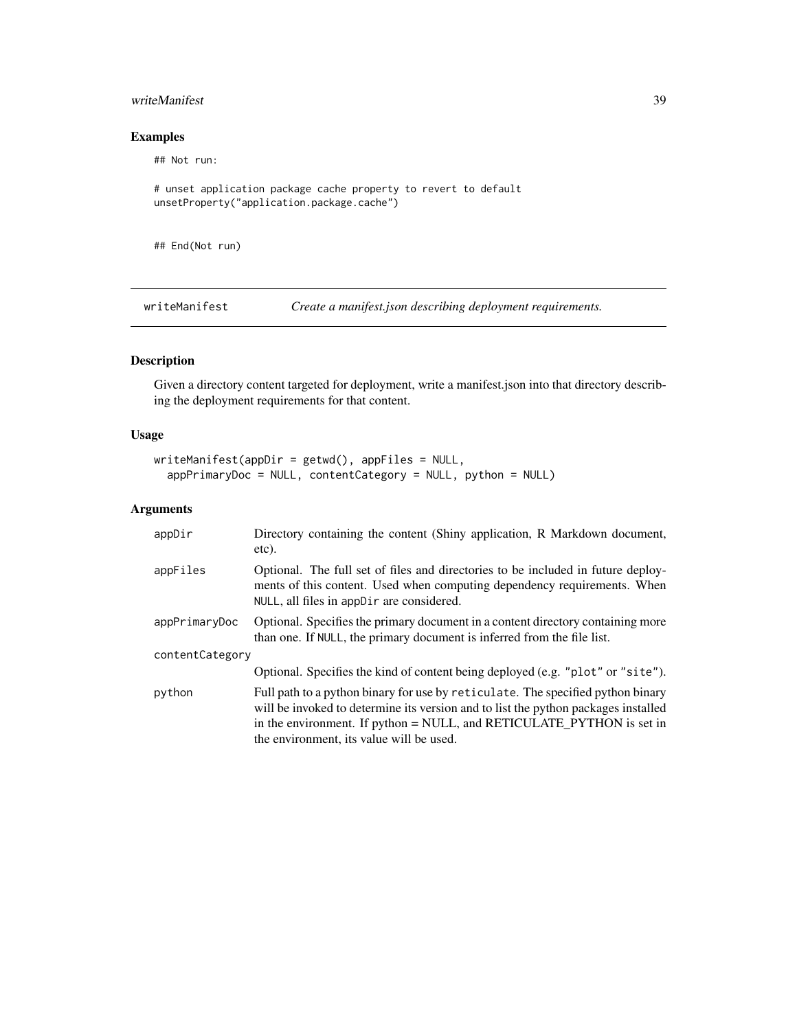## Examples

```
## Not run:

# unset application package cache property to revert to default
unsetProperty("application.package.cache")


## End(Not run)
```

---

# writeManifest — *Create a manifest.json describing deployment requirements.*

## Description

Given a directory content targeted for deployment, write a manifest.json into that directory describing the deployment requirements for that content.

## Usage

```
writeManifest(appDir = getwd(), appFiles = NULL,
  appPrimaryDoc = NULL, contentCategory = NULL, python = NULL)
```

## Arguments

| | |
|---|---|
| appDir | Directory containing the content (Shiny application, R Markdown document, etc). |
| appFiles | Optional. The full set of files and directories to be included in future deployments of this content. Used when computing dependency requirements. When `NULL`, all files in `appDir` are considered. |
| appPrimaryDoc | Optional. Specifies the primary document in a content directory containing more than one. If `NULL`, the primary document is inferred from the file list. |
| contentCategory | Optional. Specifies the kind of content being deployed (e.g. `"plot"` or `"site"`). |
| python | Full path to a python binary for use by `reticulate`. The specified python binary will be invoked to determine its version and to list the python packages installed in the environment. If python = NULL, and RETICULATE_PYTHON is set in the environment, its value will be used. |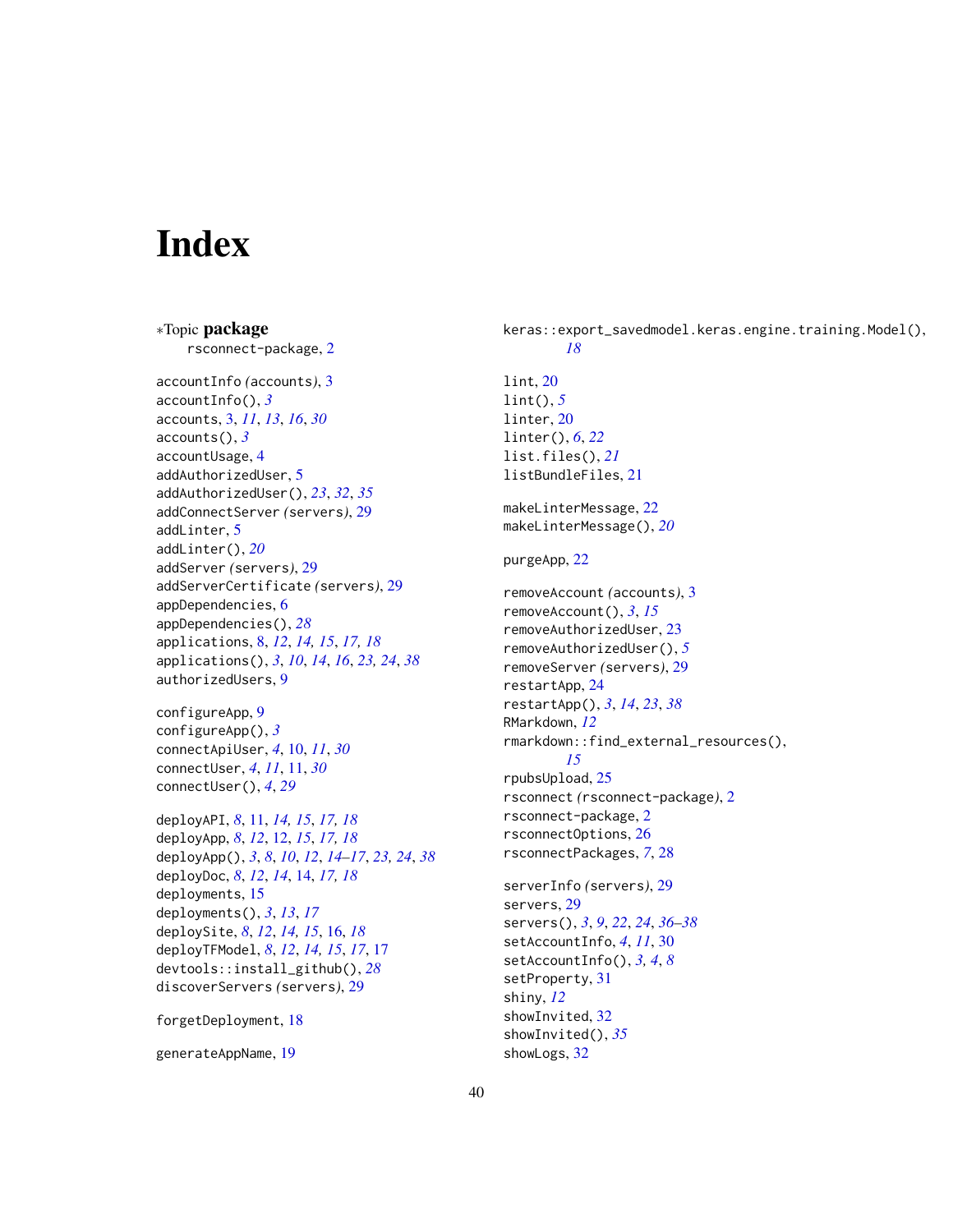# Index

∗Topic **package**
  rsconnect-package, 2

accountInfo *(accounts)*, 3
accountInfo(), *3*
accounts, 3, *11*, *13*, *16*, *30*
accounts(), *3*
accountUsage, 4
addAuthorizedUser, 5
addAuthorizedUser(), *23*, *32*, *35*
addConnectServer *(servers)*, 29
addLinter, 5
addLinter(), *20*
addServer *(servers)*, 29
addServerCertificate *(servers)*, 29
appDependencies, 6
appDependencies(), *28*
applications, 8, *12*, *14, 15*, *17, 18*
applications(), *3*, *10*, *14*, *16*, *23, 24*, *38*
authorizedUsers, 9

configureApp, 9
configureApp(), *3*
connectApiUser, *4*, 10, *11*, *30*
connectUser, *4*, *11*, 11, *30*
connectUser(), *4*, *29*

deployAPI, *8*, 11, *14, 15*, *17, 18*
deployApp, *8*, *12*, 12, *15*, *17, 18*
deployApp(), *3*, *8*, *10*, *12*, *14–17*, *23, 24*, *38*
deployDoc, *8*, *12*, *14*, 14, *17, 18*
deployments, 15
deployments(), *3*, *13*, *17*
deploySite, *8*, *12*, *14, 15*, 16, *18*
deployTFModel, *8*, *12*, *14, 15*, *17*, 17
devtools::install_github(), *28*
discoverServers *(servers)*, 29

forgetDeployment, 18

generateAppName, 19

keras::export_savedmodel.keras.engine.training.Model(), *18*

lint, 20
lint(), *5*
linter, 20
linter(), *6*, *22*
list.files(), *21*
listBundleFiles, 21

makeLinterMessage, 22
makeLinterMessage(), *20*

purgeApp, 22

removeAccount *(accounts)*, 3
removeAccount(), *3*, *15*
removeAuthorizedUser, 23
removeAuthorizedUser(), *5*
removeServer *(servers)*, 29
restartApp, 24
restartApp(), *3*, *14*, *23*, *38*
RMarkdown, *12*
rmarkdown::find_external_resources(), *15*
rpubsUpload, 25
rsconnect *(rsconnect-package)*, 2
rsconnect-package, 2
rsconnectOptions, 26
rsconnectPackages, *7*, 28

serverInfo *(servers)*, 29
servers, 29
servers(), *3*, *9*, *22*, *24*, *36–38*
setAccountInfo, *4*, *11*, 30
setAccountInfo(), *3, 4*, *8*
setProperty, 31
shiny, *12*
showInvited, 32
showInvited(), *35*
showLogs, 32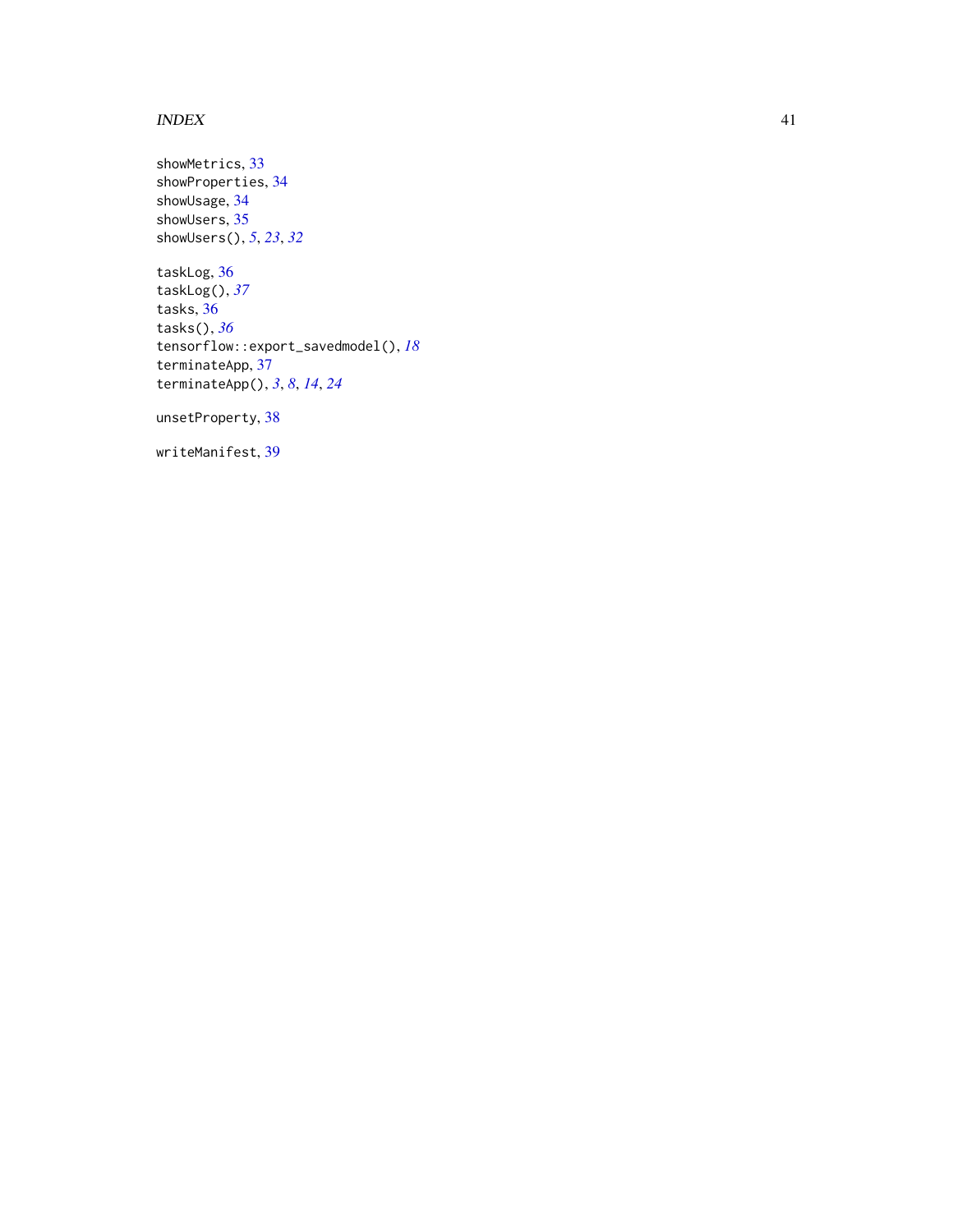showMetrics, 33
showProperties, 34
showUsage, 34
showUsers, 35
showUsers(), *5*, *23*, *32*

taskLog, 36
taskLog(), *37*
tasks, 36
tasks(), *36*
tensorflow::export_savedmodel(), *18*
terminateApp, 37
terminateApp(), *3*, *8*, *14*, *24*

unsetProperty, 38

writeManifest, 39